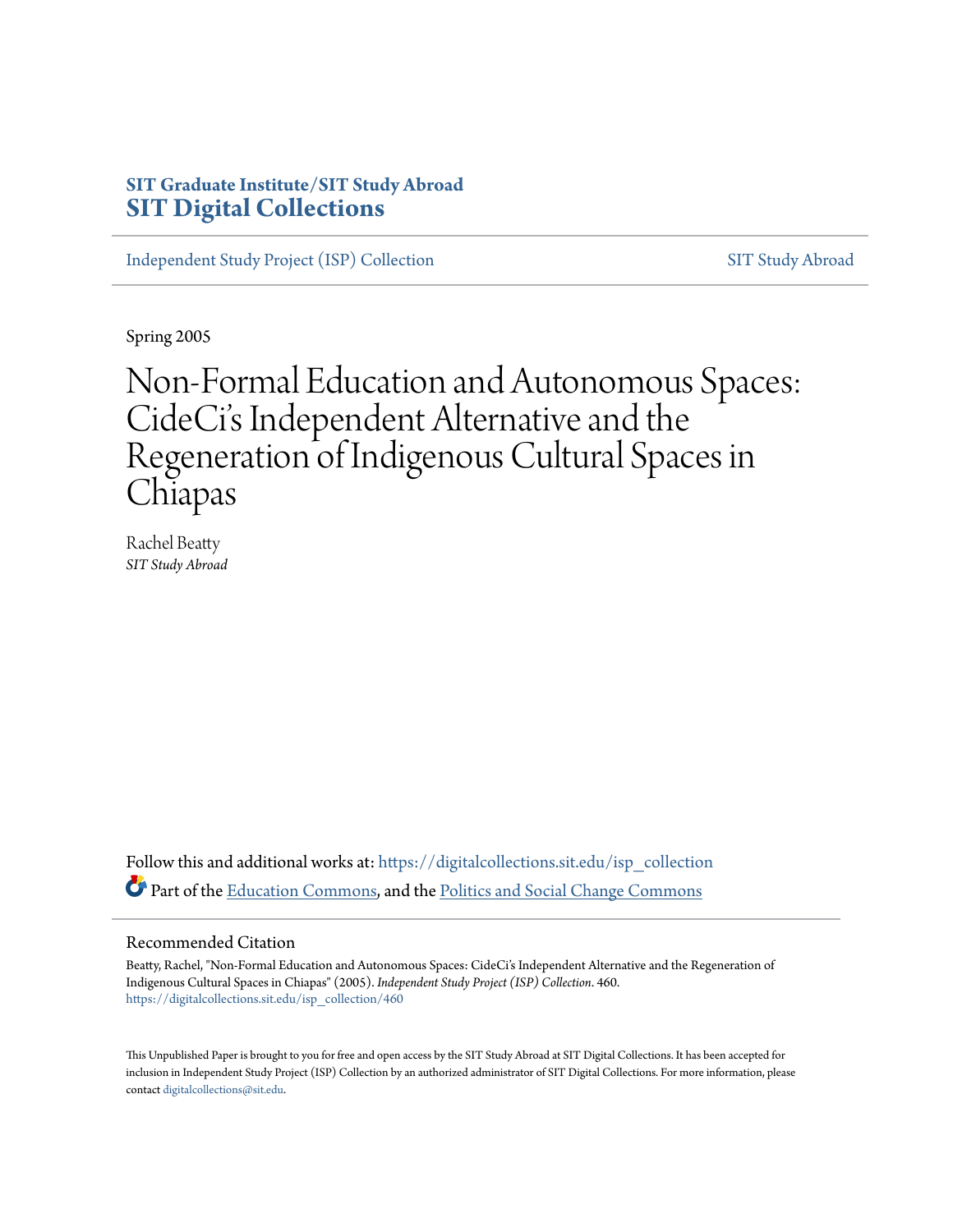**SIT Graduate Institute/SIT Study Abroad**
**SIT Digital Collections**

Independent Study Project (ISP) Collection | SIT Study Abroad

Spring 2005

# Non-Formal Education and Autonomous Spaces: CideCi's Independent Alternative and the Regeneration of Indigenous Cultural Spaces in Chiapas

Rachel Beatty
*SIT Study Abroad*

Follow this and additional works at: https://digitalcollections.sit.edu/isp_collection

Part of the Education Commons, and the Politics and Social Change Commons

## Recommended Citation

Beatty, Rachel, "Non-Formal Education and Autonomous Spaces: CideCi's Independent Alternative and the Regeneration of Indigenous Cultural Spaces in Chiapas" (2005). *Independent Study Project (ISP) Collection*. 460.
https://digitalcollections.sit.edu/isp_collection/460

This Unpublished Paper is brought to you for free and open access by the SIT Study Abroad at SIT Digital Collections. It has been accepted for inclusion in Independent Study Project (ISP) Collection by an authorized administrator of SIT Digital Collections. For more information, please contact digitalcollections@sit.edu.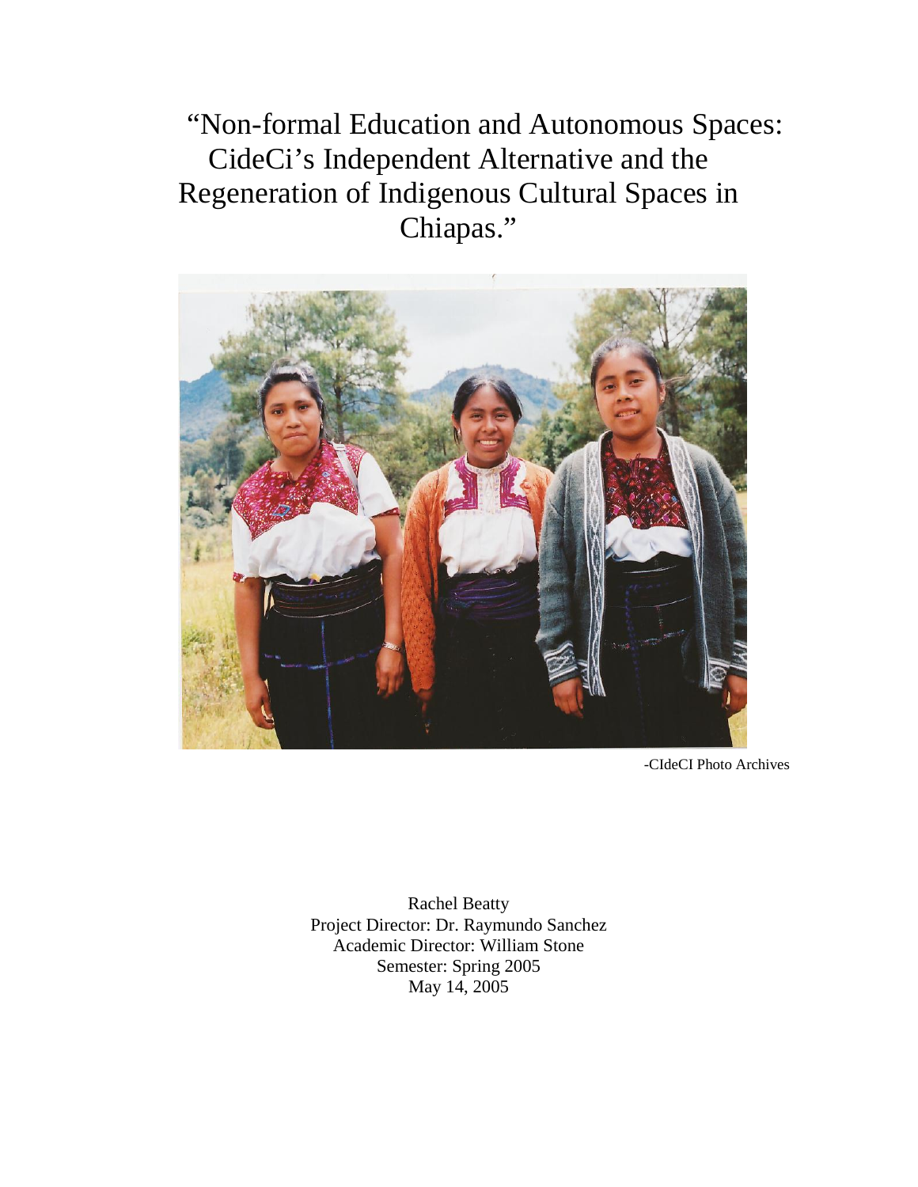# "Non-formal Education and Autonomous Spaces: CideCi's Independent Alternative and the Regeneration of Indigenous Cultural Spaces in Chiapas."

-CIdeCI Photo Archives

Rachel Beatty
Project Director: Dr. Raymundo Sanchez
Academic Director: William Stone
Semester: Spring 2005
May 14, 2005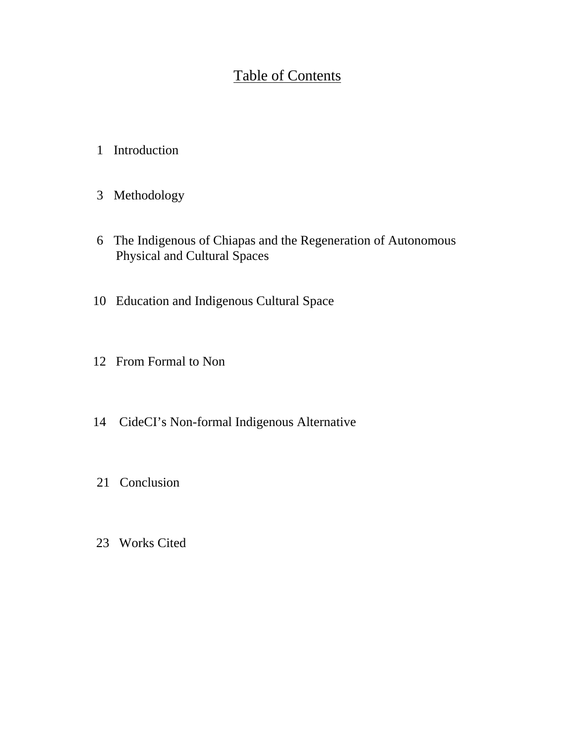# Table of Contents

1 Introduction

3 Methodology

6 The Indigenous of Chiapas and the Regeneration of Autonomous Physical and Cultural Spaces

10 Education and Indigenous Cultural Space

12 From Formal to Non

14 CideCI's Non-formal Indigenous Alternative

21 Conclusion

23 Works Cited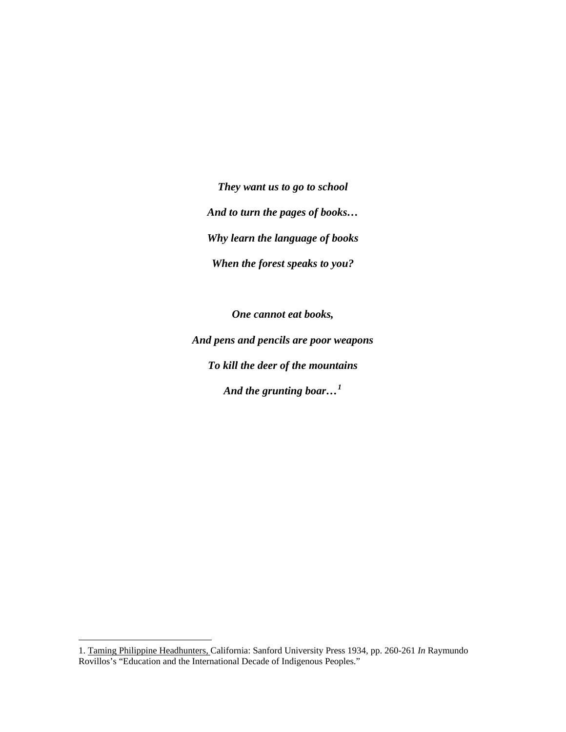***They want us to go to school***

***And to turn the pages of books…***

***Why learn the language of books***

***When the forest speaks to you?***

***One cannot eat books,***

***And pens and pencils are poor weapons***

***To kill the deer of the mountains***

***And the grunting boar…***[1]

---

1. Taming Philippine Headhunters, California: Sanford University Press 1934, pp. 260-261 *In* Raymundo Rovillos's "Education and the International Decade of Indigenous Peoples."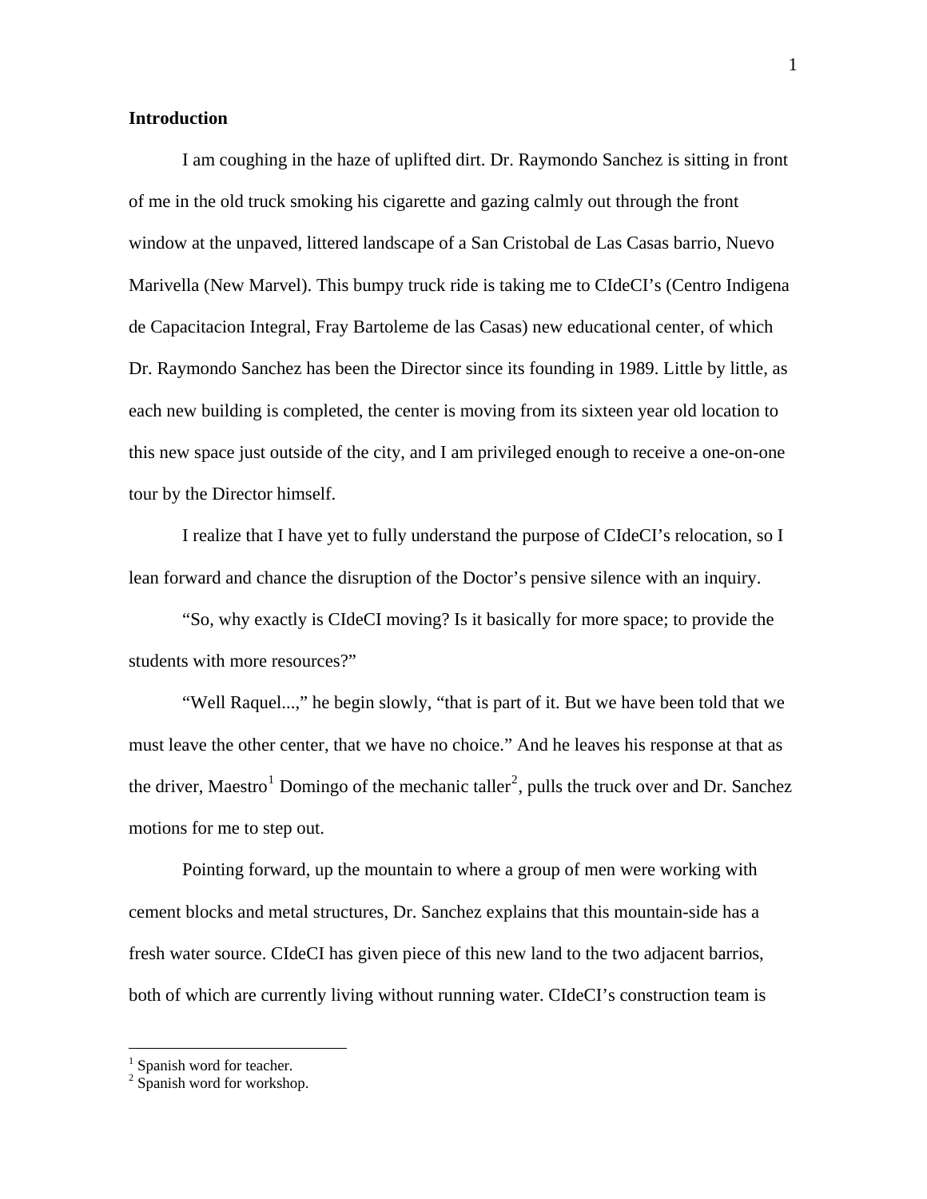**Introduction**

I am coughing in the haze of uplifted dirt. Dr. Raymondo Sanchez is sitting in front of me in the old truck smoking his cigarette and gazing calmly out through the front window at the unpaved, littered landscape of a San Cristobal de Las Casas barrio, Nuevo Marivella (New Marvel). This bumpy truck ride is taking me to CIdeCI's (Centro Indigena de Capacitacion Integral, Fray Bartoleme de las Casas) new educational center, of which Dr. Raymondo Sanchez has been the Director since its founding in 1989. Little by little, as each new building is completed, the center is moving from its sixteen year old location to this new space just outside of the city, and I am privileged enough to receive a one-on-one tour by the Director himself.

I realize that I have yet to fully understand the purpose of CIdeCI's relocation, so I lean forward and chance the disruption of the Doctor's pensive silence with an inquiry.

"So, why exactly is CIdeCI moving? Is it basically for more space; to provide the students with more resources?"

"Well Raquel...," he begin slowly, "that is part of it. But we have been told that we must leave the other center, that we have no choice." And he leaves his response at that as the driver, Maestro[1] Domingo of the mechanic taller[2], pulls the truck over and Dr. Sanchez motions for me to step out.

Pointing forward, up the mountain to where a group of men were working with cement blocks and metal structures, Dr. Sanchez explains that this mountain-side has a fresh water source. CIdeCI has given piece of this new land to the two adjacent barrios, both of which are currently living without running water. CIdeCI's construction team is

---

[1] Spanish word for teacher.

[2] Spanish word for workshop.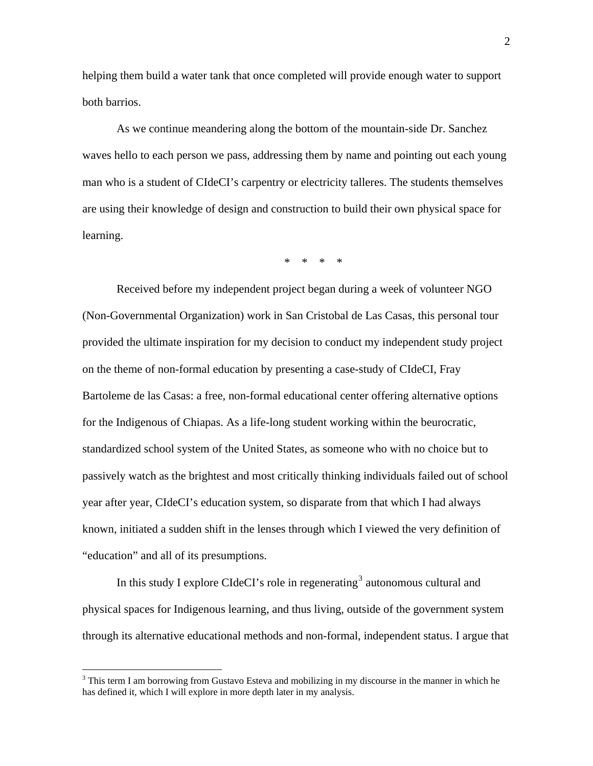helping them build a water tank that once completed will provide enough water to support both barrios.

As we continue meandering along the bottom of the mountain-side Dr. Sanchez waves hello to each person we pass, addressing them by name and pointing out each young man who is a student of CIdeCI's carpentry or electricity talleres. The students themselves are using their knowledge of design and construction to build their own physical space for learning.

\*   \*   \*   \*

Received before my independent project began during a week of volunteer NGO (Non-Governmental Organization) work in San Cristobal de Las Casas, this personal tour provided the ultimate inspiration for my decision to conduct my independent study project on the theme of non-formal education by presenting a case-study of CIdeCI, Fray Bartoleme de las Casas: a free, non-formal educational center offering alternative options for the Indigenous of Chiapas. As a life-long student working within the beurocratic, standardized school system of the United States, as someone who with no choice but to passively watch as the brightest and most critically thinking individuals failed out of school year after year, CIdeCI's education system, so disparate from that which I had always known, initiated a sudden shift in the lenses through which I viewed the very definition of "education" and all of its presumptions.

In this study I explore CIdeCI's role in regenerating[3] autonomous cultural and physical spaces for Indigenous learning, and thus living, outside of the government system through its alternative educational methods and non-formal, independent status. I argue that

[3] This term I am borrowing from Gustavo Esteva and mobilizing in my discourse in the manner in which he has defined it, which I will explore in more depth later in my analysis.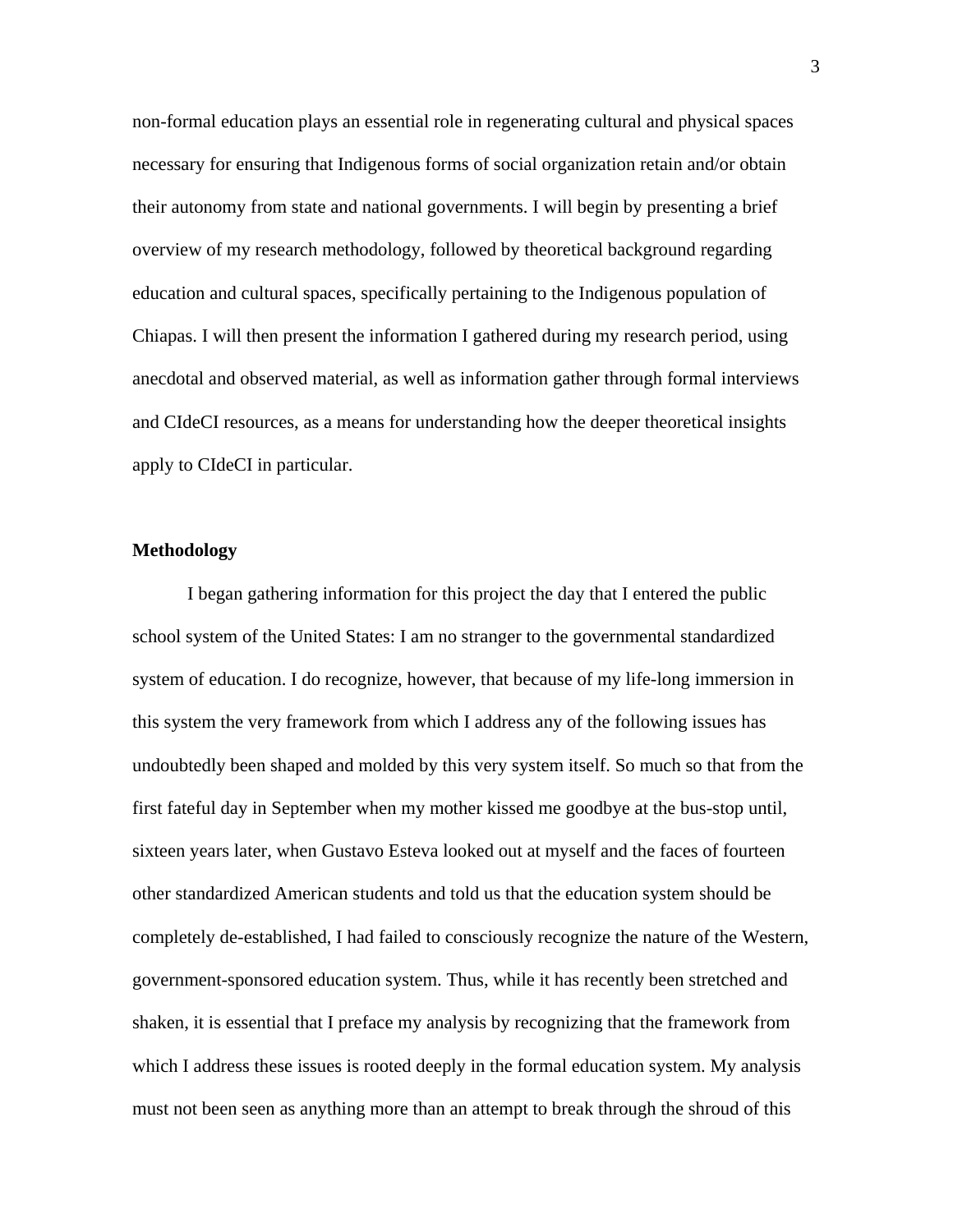non-formal education plays an essential role in regenerating cultural and physical spaces necessary for ensuring that Indigenous forms of social organization retain and/or obtain their autonomy from state and national governments. I will begin by presenting a brief overview of my research methodology, followed by theoretical background regarding education and cultural spaces, specifically pertaining to the Indigenous population of Chiapas. I will then present the information I gathered during my research period, using anecdotal and observed material, as well as information gather through formal interviews and CIdeCI resources, as a means for understanding how the deeper theoretical insights apply to CIdeCI in particular.

**Methodology**

I began gathering information for this project the day that I entered the public school system of the United States: I am no stranger to the governmental standardized system of education. I do recognize, however, that because of my life-long immersion in this system the very framework from which I address any of the following issues has undoubtedly been shaped and molded by this very system itself. So much so that from the first fateful day in September when my mother kissed me goodbye at the bus-stop until, sixteen years later, when Gustavo Esteva looked out at myself and the faces of fourteen other standardized American students and told us that the education system should be completely de-established, I had failed to consciously recognize the nature of the Western, government-sponsored education system. Thus, while it has recently been stretched and shaken, it is essential that I preface my analysis by recognizing that the framework from which I address these issues is rooted deeply in the formal education system. My analysis must not been seen as anything more than an attempt to break through the shroud of this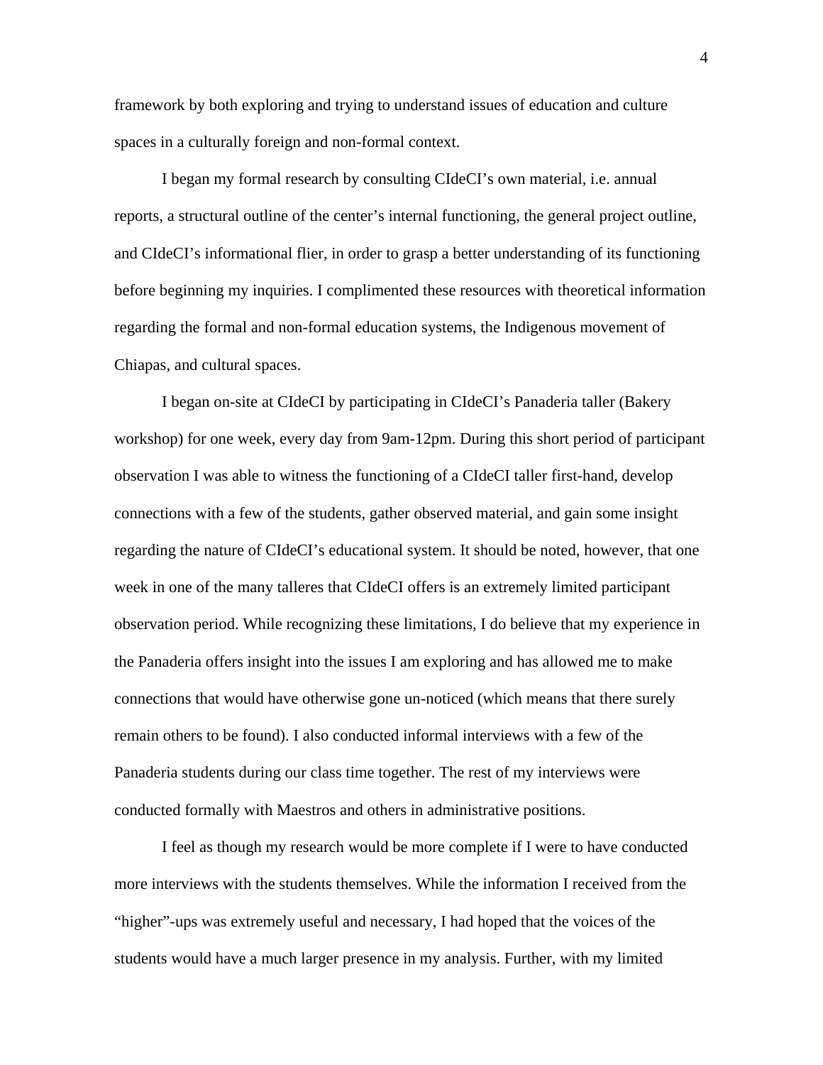framework by both exploring and trying to understand issues of education and culture spaces in a culturally foreign and non-formal context.

I began my formal research by consulting CIdeCI's own material, i.e. annual reports, a structural outline of the center's internal functioning, the general project outline, and CIdeCI's informational flier, in order to grasp a better understanding of its functioning before beginning my inquiries. I complimented these resources with theoretical information regarding the formal and non-formal education systems, the Indigenous movement of Chiapas, and cultural spaces.

I began on-site at CIdeCI by participating in CIdeCI's Panaderia taller (Bakery workshop) for one week, every day from 9am-12pm. During this short period of participant observation I was able to witness the functioning of a CIdeCI taller first-hand, develop connections with a few of the students, gather observed material, and gain some insight regarding the nature of CIdeCI's educational system. It should be noted, however, that one week in one of the many talleres that CIdeCI offers is an extremely limited participant observation period. While recognizing these limitations, I do believe that my experience in the Panaderia offers insight into the issues I am exploring and has allowed me to make connections that would have otherwise gone un-noticed (which means that there surely remain others to be found). I also conducted informal interviews with a few of the Panaderia students during our class time together. The rest of my interviews were conducted formally with Maestros and others in administrative positions.

I feel as though my research would be more complete if I were to have conducted more interviews with the students themselves. While the information I received from the "higher"-ups was extremely useful and necessary, I had hoped that the voices of the students would have a much larger presence in my analysis. Further, with my limited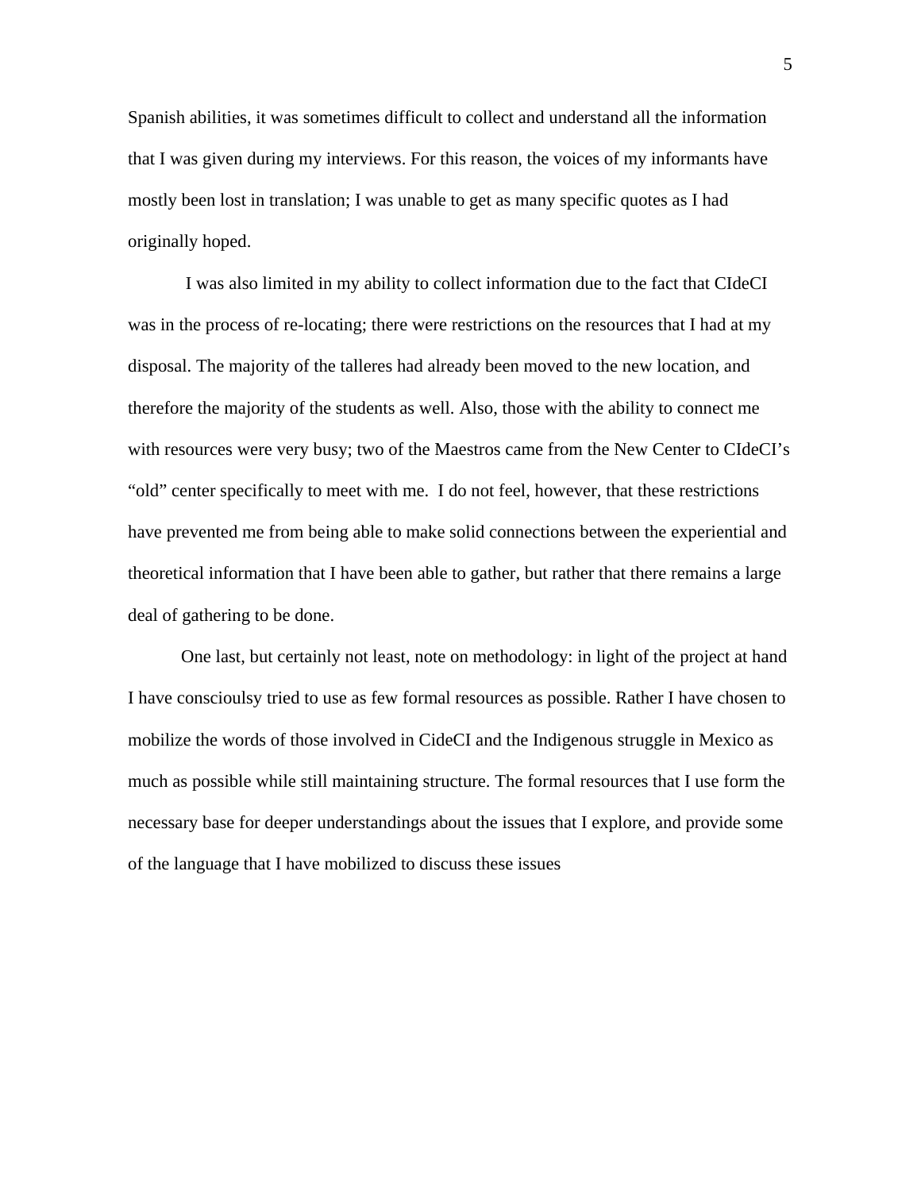Spanish abilities, it was sometimes difficult to collect and understand all the information that I was given during my interviews. For this reason, the voices of my informants have mostly been lost in translation; I was unable to get as many specific quotes as I had originally hoped.

I was also limited in my ability to collect information due to the fact that CIdeCI was in the process of re-locating; there were restrictions on the resources that I had at my disposal. The majority of the talleres had already been moved to the new location, and therefore the majority of the students as well. Also, those with the ability to connect me with resources were very busy; two of the Maestros came from the New Center to CIdeCI's "old" center specifically to meet with me. I do not feel, however, that these restrictions have prevented me from being able to make solid connections between the experiential and theoretical information that I have been able to gather, but rather that there remains a large deal of gathering to be done.

One last, but certainly not least, note on methodology: in light of the project at hand I have consciouls y tried to use as few formal resources as possible. Rather I have chosen to mobilize the words of those involved in CideCI and the Indigenous struggle in Mexico as much as possible while still maintaining structure. The formal resources that I use form the necessary base for deeper understandings about the issues that I explore, and provide some of the language that I have mobilized to discuss these issues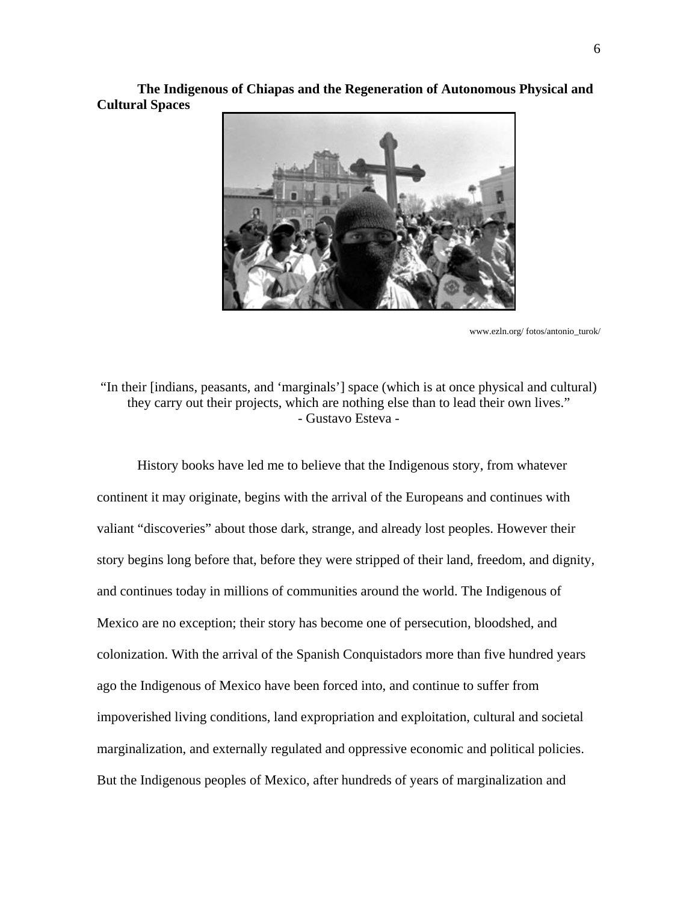**The Indigenous of Chiapas and the Regeneration of Autonomous Physical and Cultural Spaces**

www.ezln.org/ fotos/antonio_turok/

"In their [indians, peasants, and 'marginals'] space (which is at once physical and cultural) they carry out their projects, which are nothing else than to lead their own lives."
- Gustavo Esteva -

History books have led me to believe that the Indigenous story, from whatever continent it may originate, begins with the arrival of the Europeans and continues with valiant "discoveries" about those dark, strange, and already lost peoples. However their story begins long before that, before they were stripped of their land, freedom, and dignity, and continues today in millions of communities around the world. The Indigenous of Mexico are no exception; their story has become one of persecution, bloodshed, and colonization. With the arrival of the Spanish Conquistadors more than five hundred years ago the Indigenous of Mexico have been forced into, and continue to suffer from impoverished living conditions, land expropriation and exploitation, cultural and societal marginalization, and externally regulated and oppressive economic and political policies. But the Indigenous peoples of Mexico, after hundreds of years of marginalization and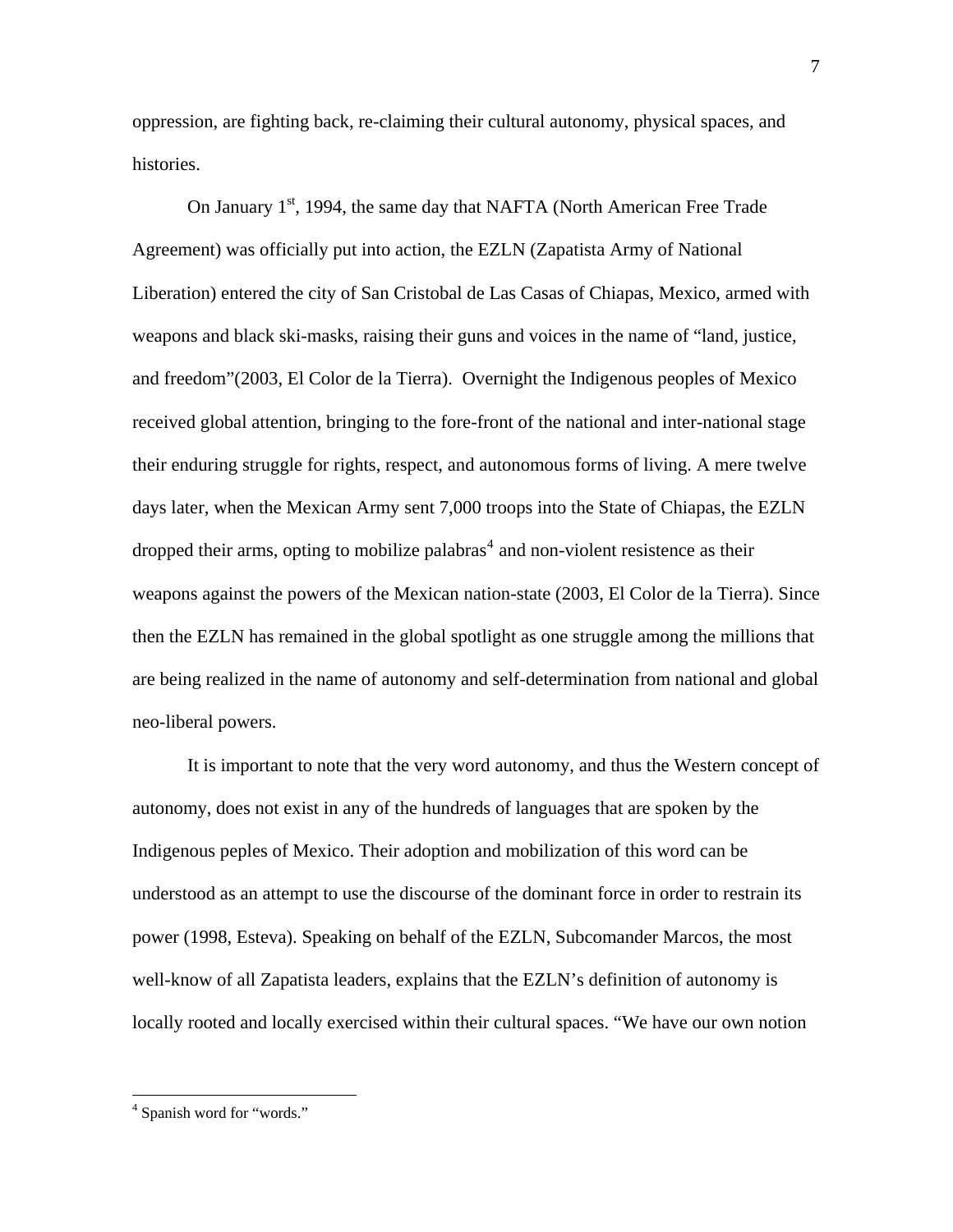oppression, are fighting back, re-claiming their cultural autonomy, physical spaces, and histories.

On January 1st, 1994, the same day that NAFTA (North American Free Trade Agreement) was officially put into action, the EZLN (Zapatista Army of National Liberation) entered the city of San Cristobal de Las Casas of Chiapas, Mexico, armed with weapons and black ski-masks, raising their guns and voices in the name of "land, justice, and freedom"(2003, El Color de la Tierra). Overnight the Indigenous peoples of Mexico received global attention, bringing to the fore-front of the national and inter-national stage their enduring struggle for rights, respect, and autonomous forms of living. A mere twelve days later, when the Mexican Army sent 7,000 troops into the State of Chiapas, the EZLN dropped their arms, opting to mobilize palabras[4] and non-violent resistence as their weapons against the powers of the Mexican nation-state (2003, El Color de la Tierra). Since then the EZLN has remained in the global spotlight as one struggle among the millions that are being realized in the name of autonomy and self-determination from national and global neo-liberal powers.

It is important to note that the very word autonomy, and thus the Western concept of autonomy, does not exist in any of the hundreds of languages that are spoken by the Indigenous peples of Mexico. Their adoption and mobilization of this word can be understood as an attempt to use the discourse of the dominant force in order to restrain its power (1998, Esteva). Speaking on behalf of the EZLN, Subcomander Marcos, the most well-know of all Zapatista leaders, explains that the EZLN's definition of autonomy is locally rooted and locally exercised within their cultural spaces. "We have our own notion

---

[4] Spanish word for "words."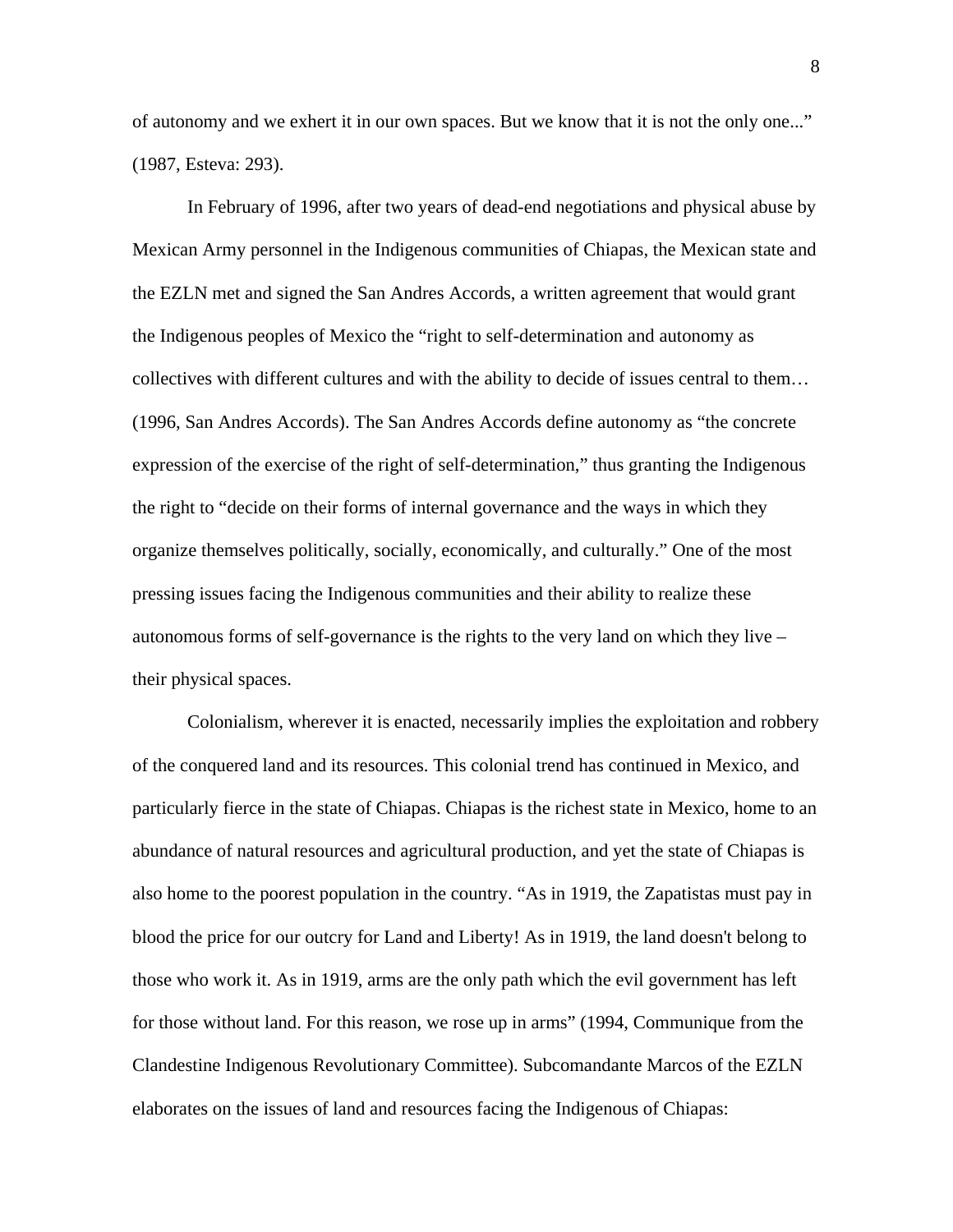of autonomy and we exhert it in our own spaces. But we know that it is not the only one..." (1987, Esteva: 293).

In February of 1996, after two years of dead-end negotiations and physical abuse by Mexican Army personnel in the Indigenous communities of Chiapas, the Mexican state and the EZLN met and signed the San Andres Accords, a written agreement that would grant the Indigenous peoples of Mexico the "right to self-determination and autonomy as collectives with different cultures and with the ability to decide of issues central to them… (1996, San Andres Accords). The San Andres Accords define autonomy as "the concrete expression of the exercise of the right of self-determination," thus granting the Indigenous the right to "decide on their forms of internal governance and the ways in which they organize themselves politically, socially, economically, and culturally." One of the most pressing issues facing the Indigenous communities and their ability to realize these autonomous forms of self-governance is the rights to the very land on which they live – their physical spaces.

Colonialism, wherever it is enacted, necessarily implies the exploitation and robbery of the conquered land and its resources. This colonial trend has continued in Mexico, and particularly fierce in the state of Chiapas. Chiapas is the richest state in Mexico, home to an abundance of natural resources and agricultural production, and yet the state of Chiapas is also home to the poorest population in the country. "As in 1919, the Zapatistas must pay in blood the price for our outcry for Land and Liberty! As in 1919, the land doesn't belong to those who work it. As in 1919, arms are the only path which the evil government has left for those without land. For this reason, we rose up in arms" (1994, Communique from the Clandestine Indigenous Revolutionary Committee). Subcomandante Marcos of the EZLN elaborates on the issues of land and resources facing the Indigenous of Chiapas: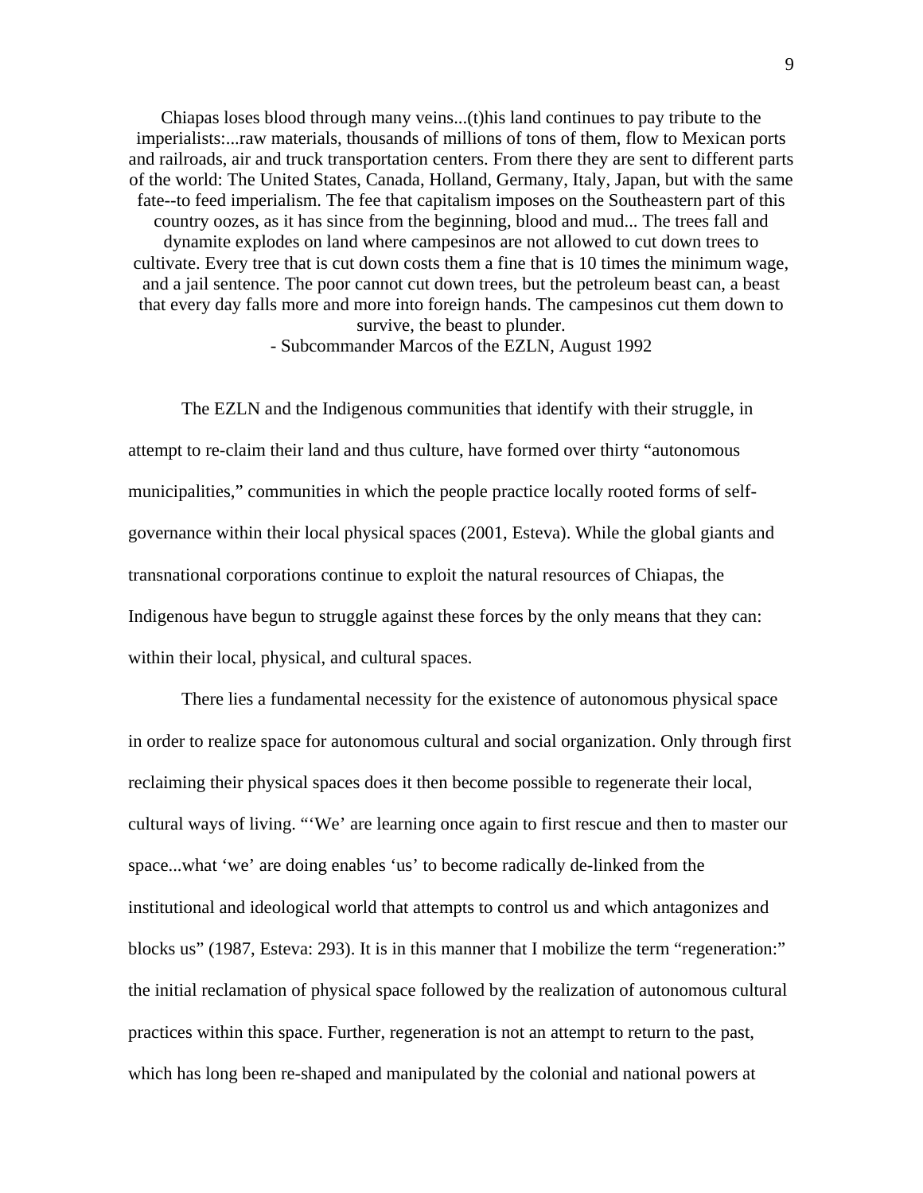> Chiapas loses blood through many veins...(t)his land continues to pay tribute to the imperialists:...raw materials, thousands of millions of tons of them, flow to Mexican ports and railroads, air and truck transportation centers. From there they are sent to different parts of the world: The United States, Canada, Holland, Germany, Italy, Japan, but with the same fate--to feed imperialism. The fee that capitalism imposes on the Southeastern part of this country oozes, as it has since from the beginning, blood and mud... The trees fall and dynamite explodes on land where campesinos are not allowed to cut down trees to cultivate. Every tree that is cut down costs them a fine that is 10 times the minimum wage, and a jail sentence. The poor cannot cut down trees, but the petroleum beast can, a beast that every day falls more and more into foreign hands. The campesinos cut them down to survive, the beast to plunder.
>
> - Subcommander Marcos of the EZLN, August 1992

The EZLN and the Indigenous communities that identify with their struggle, in attempt to re-claim their land and thus culture, have formed over thirty "autonomous municipalities," communities in which the people practice locally rooted forms of self-governance within their local physical spaces (2001, Esteva). While the global giants and transnational corporations continue to exploit the natural resources of Chiapas, the Indigenous have begun to struggle against these forces by the only means that they can: within their local, physical, and cultural spaces.

There lies a fundamental necessity for the existence of autonomous physical space in order to realize space for autonomous cultural and social organization. Only through first reclaiming their physical spaces does it then become possible to regenerate their local, cultural ways of living. "'We' are learning once again to first rescue and then to master our space...what 'we' are doing enables 'us' to become radically de-linked from the institutional and ideological world that attempts to control us and which antagonizes and blocks us" (1987, Esteva: 293). It is in this manner that I mobilize the term "regeneration:" the initial reclamation of physical space followed by the realization of autonomous cultural practices within this space. Further, regeneration is not an attempt to return to the past, which has long been re-shaped and manipulated by the colonial and national powers at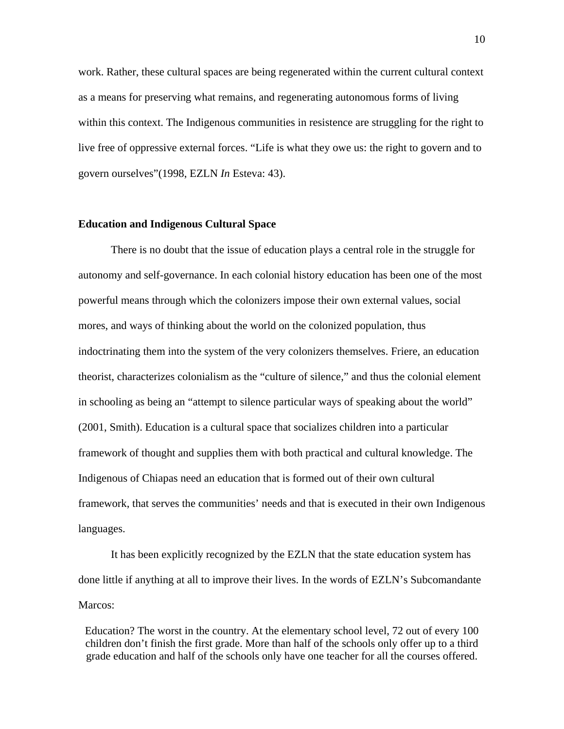work. Rather, these cultural spaces are being regenerated within the current cultural context as a means for preserving what remains, and regenerating autonomous forms of living within this context. The Indigenous communities in resistence are struggling for the right to live free of oppressive external forces. “Life is what they owe us: the right to govern and to govern ourselves”(1998, EZLN *In* Esteva: 43).

**Education and Indigenous Cultural Space**

There is no doubt that the issue of education plays a central role in the struggle for autonomy and self-governance. In each colonial history education has been one of the most powerful means through which the colonizers impose their own external values, social mores, and ways of thinking about the world on the colonized population, thus indoctrinating them into the system of the very colonizers themselves. Friere, an education theorist, characterizes colonialism as the “culture of silence,” and thus the colonial element in schooling as being an “attempt to silence particular ways of speaking about the world” (2001, Smith). Education is a cultural space that socializes children into a particular framework of thought and supplies them with both practical and cultural knowledge. The Indigenous of Chiapas need an education that is formed out of their own cultural framework, that serves the communities’ needs and that is executed in their own Indigenous languages.

It has been explicitly recognized by the EZLN that the state education system has done little if anything at all to improve their lives. In the words of EZLN’s Subcomandante Marcos:

> Education? The worst in the country. At the elementary school level, 72 out of every 100 children don’t finish the first grade. More than half of the schools only offer up to a third grade education and half of the schools only have one teacher for all the courses offered.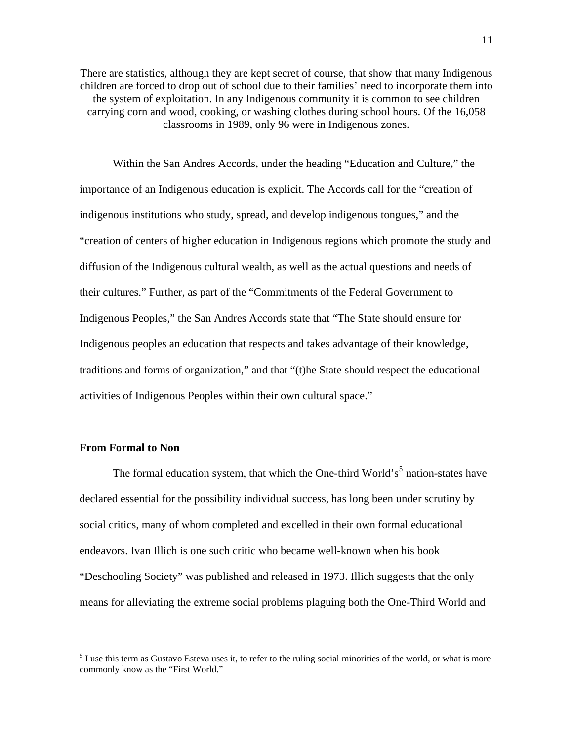> There are statistics, although they are kept secret of course, that show that many Indigenous children are forced to drop out of school due to their families' need to incorporate them into the system of exploitation. In any Indigenous community it is common to see children carrying corn and wood, cooking, or washing clothes during school hours. Of the 16,058 classrooms in 1989, only 96 were in Indigenous zones.

Within the San Andres Accords, under the heading "Education and Culture," the importance of an Indigenous education is explicit. The Accords call for the "creation of indigenous institutions who study, spread, and develop indigenous tongues," and the "creation of centers of higher education in Indigenous regions which promote the study and diffusion of the Indigenous cultural wealth, as well as the actual questions and needs of their cultures." Further, as part of the "Commitments of the Federal Government to Indigenous Peoples," the San Andres Accords state that "The State should ensure for Indigenous peoples an education that respects and takes advantage of their knowledge, traditions and forms of organization," and that "(t)he State should respect the educational activities of Indigenous Peoples within their own cultural space."

**From Formal to Non**

The formal education system, that which the One-third World's[5] nation-states have declared essential for the possibility individual success, has long been under scrutiny by social critics, many of whom completed and excelled in their own formal educational endeavors. Ivan Illich is one such critic who became well-known when his book "Deschooling Society" was published and released in 1973. Illich suggests that the only means for alleviating the extreme social problems plaguing both the One-Third World and

[5] I use this term as Gustavo Esteva uses it, to refer to the ruling social minorities of the world, or what is more commonly know as the "First World."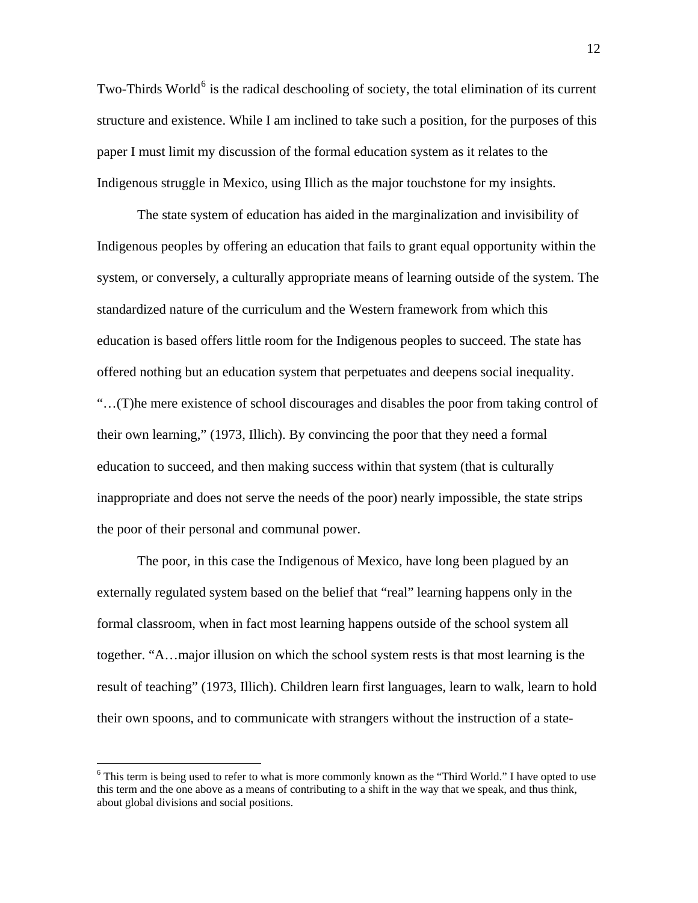Two-Thirds World[6] is the radical deschooling of society, the total elimination of its current structure and existence. While I am inclined to take such a position, for the purposes of this paper I must limit my discussion of the formal education system as it relates to the Indigenous struggle in Mexico, using Illich as the major touchstone for my insights.

The state system of education has aided in the marginalization and invisibility of Indigenous peoples by offering an education that fails to grant equal opportunity within the system, or conversely, a culturally appropriate means of learning outside of the system. The standardized nature of the curriculum and the Western framework from which this education is based offers little room for the Indigenous peoples to succeed. The state has offered nothing but an education system that perpetuates and deepens social inequality. "…(T)he mere existence of school discourages and disables the poor from taking control of their own learning," (1973, Illich). By convincing the poor that they need a formal education to succeed, and then making success within that system (that is culturally inappropriate and does not serve the needs of the poor) nearly impossible, the state strips the poor of their personal and communal power.

The poor, in this case the Indigenous of Mexico, have long been plagued by an externally regulated system based on the belief that "real" learning happens only in the formal classroom, when in fact most learning happens outside of the school system all together. "A…major illusion on which the school system rests is that most learning is the result of teaching" (1973, Illich). Children learn first languages, learn to walk, learn to hold their own spoons, and to communicate with strangers without the instruction of a state-

[6] This term is being used to refer to what is more commonly known as the "Third World." I have opted to use this term and the one above as a means of contributing to a shift in the way that we speak, and thus think, about global divisions and social positions.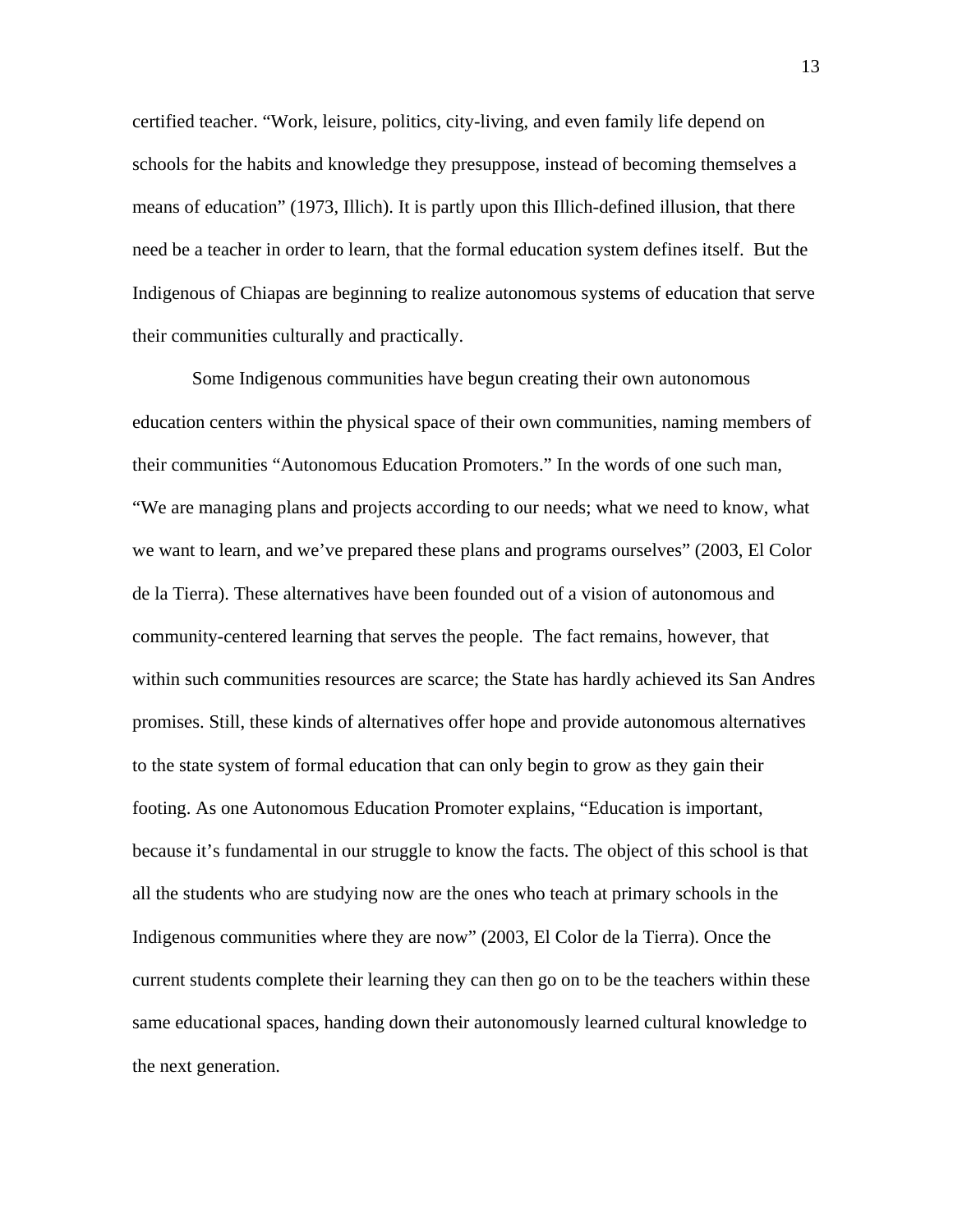certified teacher. “Work, leisure, politics, city-living, and even family life depend on schools for the habits and knowledge they presuppose, instead of becoming themselves a means of education” (1973, Illich). It is partly upon this Illich-defined illusion, that there need be a teacher in order to learn, that the formal education system defines itself. But the Indigenous of Chiapas are beginning to realize autonomous systems of education that serve their communities culturally and practically.

Some Indigenous communities have begun creating their own autonomous education centers within the physical space of their own communities, naming members of their communities “Autonomous Education Promoters.” In the words of one such man, “We are managing plans and projects according to our needs; what we need to know, what we want to learn, and we’ve prepared these plans and programs ourselves” (2003, El Color de la Tierra). These alternatives have been founded out of a vision of autonomous and community-centered learning that serves the people. The fact remains, however, that within such communities resources are scarce; the State has hardly achieved its San Andres promises. Still, these kinds of alternatives offer hope and provide autonomous alternatives to the state system of formal education that can only begin to grow as they gain their footing. As one Autonomous Education Promoter explains, “Education is important, because it’s fundamental in our struggle to know the facts. The object of this school is that all the students who are studying now are the ones who teach at primary schools in the Indigenous communities where they are now” (2003, El Color de la Tierra). Once the current students complete their learning they can then go on to be the teachers within these same educational spaces, handing down their autonomously learned cultural knowledge to the next generation.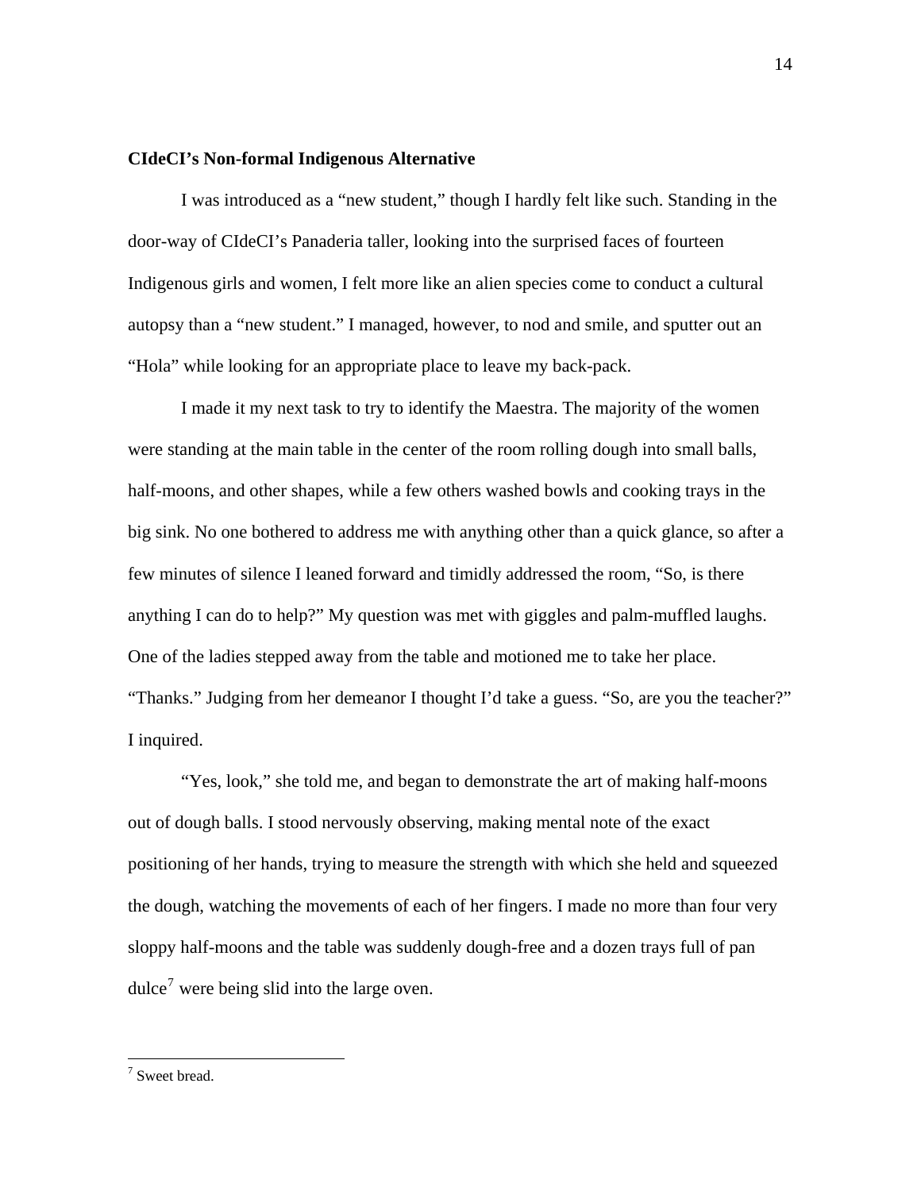**CIdeCI's Non-formal Indigenous Alternative**

I was introduced as a "new student," though I hardly felt like such. Standing in the door-way of CIdeCI's Panaderia taller, looking into the surprised faces of fourteen Indigenous girls and women, I felt more like an alien species come to conduct a cultural autopsy than a "new student." I managed, however, to nod and smile, and sputter out an "Hola" while looking for an appropriate place to leave my back-pack.

I made it my next task to try to identify the Maestra. The majority of the women were standing at the main table in the center of the room rolling dough into small balls, half-moons, and other shapes, while a few others washed bowls and cooking trays in the big sink. No one bothered to address me with anything other than a quick glance, so after a few minutes of silence I leaned forward and timidly addressed the room, "So, is there anything I can do to help?" My question was met with giggles and palm-muffled laughs. One of the ladies stepped away from the table and motioned me to take her place. "Thanks." Judging from her demeanor I thought I'd take a guess. "So, are you the teacher?" I inquired.

"Yes, look," she told me, and began to demonstrate the art of making half-moons out of dough balls. I stood nervously observing, making mental note of the exact positioning of her hands, trying to measure the strength with which she held and squeezed the dough, watching the movements of each of her fingers. I made no more than four very sloppy half-moons and the table was suddenly dough-free and a dozen trays full of pan dulce[7] were being slid into the large oven.

---

[7] Sweet bread.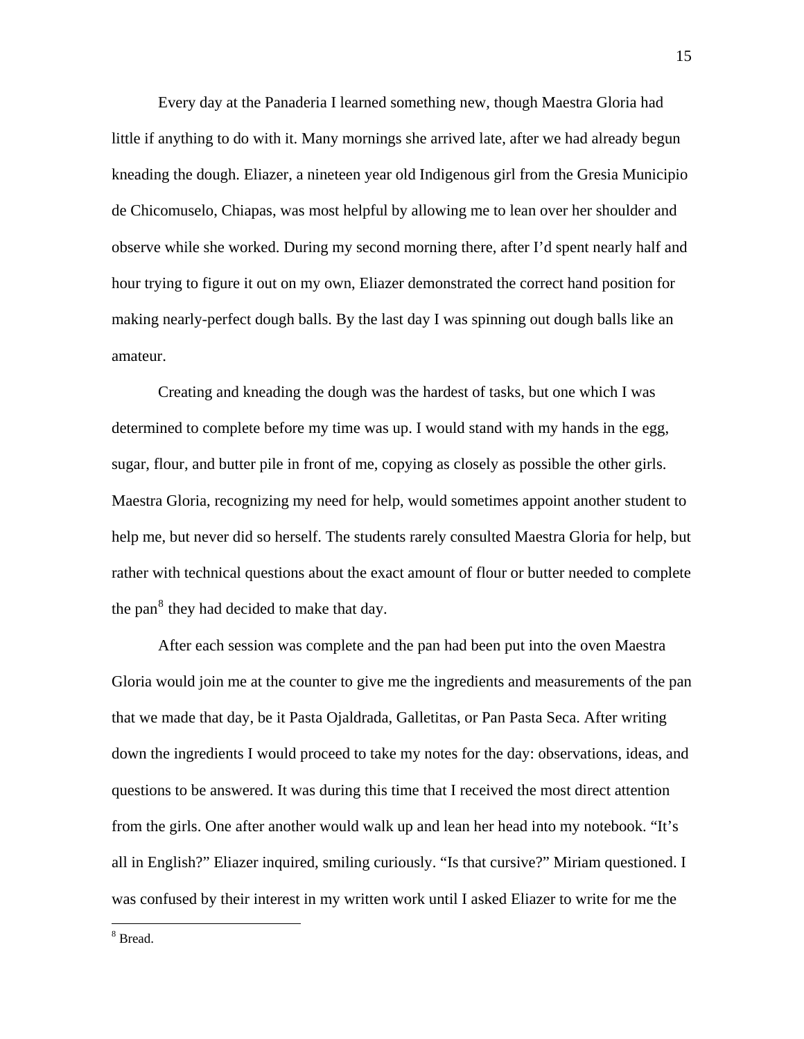Every day at the Panaderia I learned something new, though Maestra Gloria had little if anything to do with it. Many mornings she arrived late, after we had already begun kneading the dough. Eliazer, a nineteen year old Indigenous girl from the Gresia Municipio de Chicomuselo, Chiapas, was most helpful by allowing me to lean over her shoulder and observe while she worked. During my second morning there, after I'd spent nearly half and hour trying to figure it out on my own, Eliazer demonstrated the correct hand position for making nearly-perfect dough balls. By the last day I was spinning out dough balls like an amateur.

Creating and kneading the dough was the hardest of tasks, but one which I was determined to complete before my time was up. I would stand with my hands in the egg, sugar, flour, and butter pile in front of me, copying as closely as possible the other girls. Maestra Gloria, recognizing my need for help, would sometimes appoint another student to help me, but never did so herself. The students rarely consulted Maestra Gloria for help, but rather with technical questions about the exact amount of flour or butter needed to complete the pan[8] they had decided to make that day.

After each session was complete and the pan had been put into the oven Maestra Gloria would join me at the counter to give me the ingredients and measurements of the pan that we made that day, be it Pasta Ojaldrada, Galletitas, or Pan Pasta Seca. After writing down the ingredients I would proceed to take my notes for the day: observations, ideas, and questions to be answered. It was during this time that I received the most direct attention from the girls. One after another would walk up and lean her head into my notebook. "It's all in English?" Eliazer inquired, smiling curiously. "Is that cursive?" Miriam questioned. I was confused by their interest in my written work until I asked Eliazer to write for me the

[8] Bread.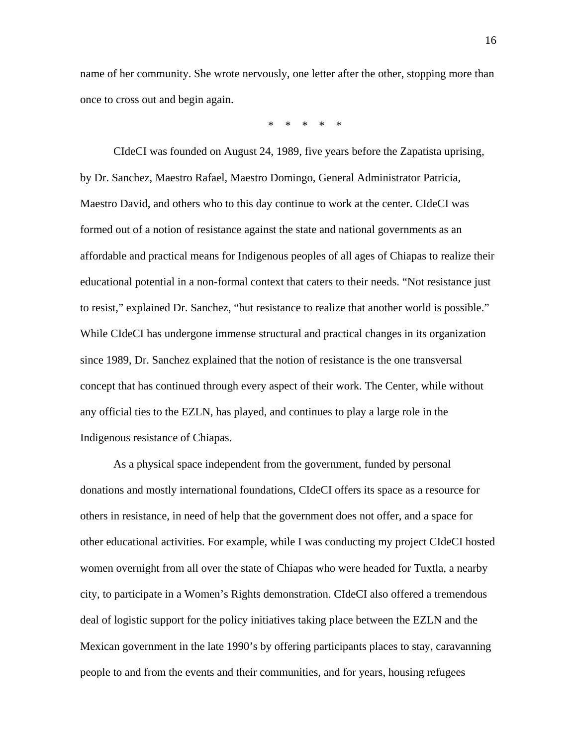name of her community. She wrote nervously, one letter after the other, stopping more than once to cross out and begin again.

* * * * *

CIdeCI was founded on August 24, 1989, five years before the Zapatista uprising, by Dr. Sanchez, Maestro Rafael, Maestro Domingo, General Administrator Patricia, Maestro David, and others who to this day continue to work at the center. CIdeCI was formed out of a notion of resistance against the state and national governments as an affordable and practical means for Indigenous peoples of all ages of Chiapas to realize their educational potential in a non-formal context that caters to their needs. "Not resistance just to resist," explained Dr. Sanchez, "but resistance to realize that another world is possible." While CIdeCI has undergone immense structural and practical changes in its organization since 1989, Dr. Sanchez explained that the notion of resistance is the one transversal concept that has continued through every aspect of their work. The Center, while without any official ties to the EZLN, has played, and continues to play a large role in the Indigenous resistance of Chiapas.

As a physical space independent from the government, funded by personal donations and mostly international foundations, CIdeCI offers its space as a resource for others in resistance, in need of help that the government does not offer, and a space for other educational activities. For example, while I was conducting my project CIdeCI hosted women overnight from all over the state of Chiapas who were headed for Tuxtla, a nearby city, to participate in a Women's Rights demonstration. CIdeCI also offered a tremendous deal of logistic support for the policy initiatives taking place between the EZLN and the Mexican government in the late 1990's by offering participants places to stay, caravanning people to and from the events and their communities, and for years, housing refugees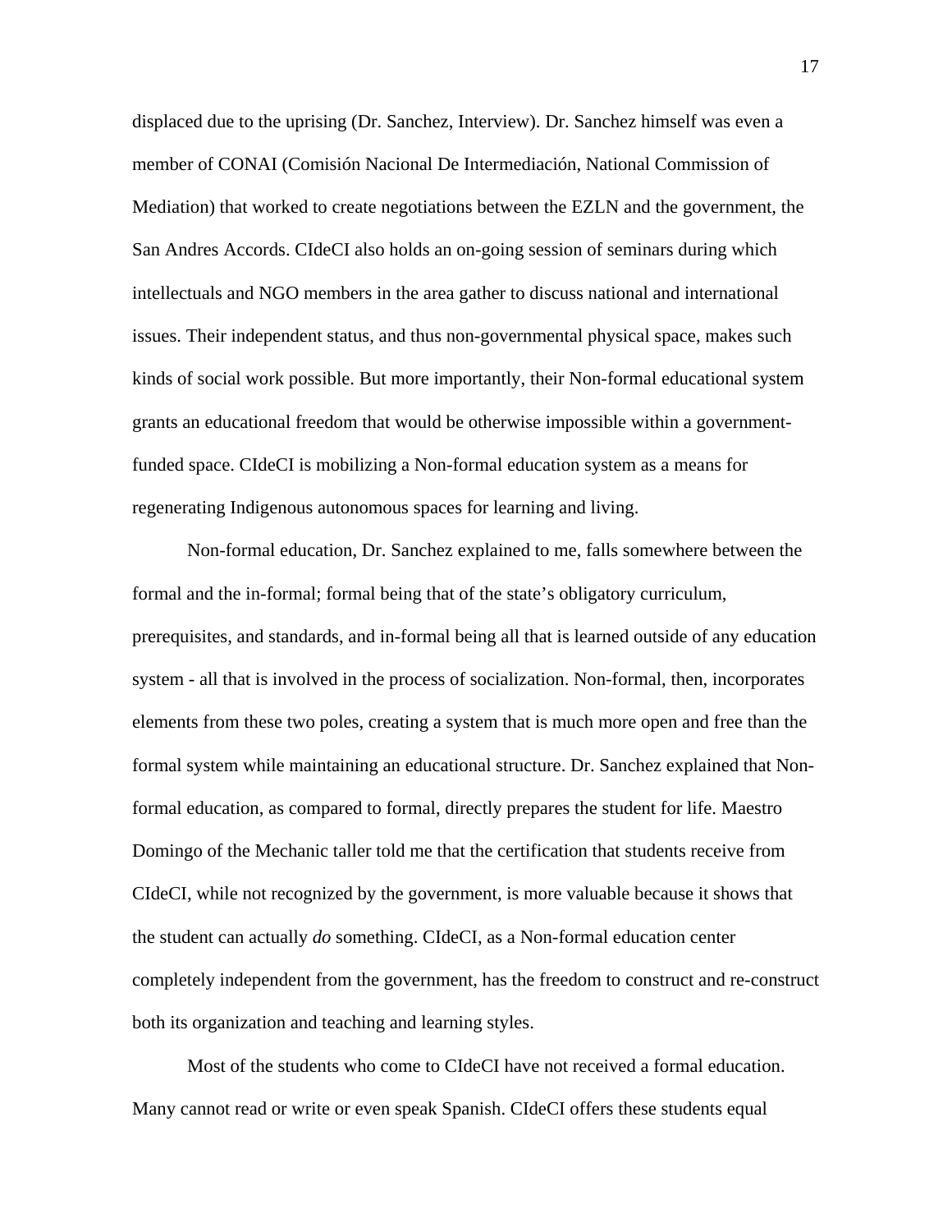displaced due to the uprising (Dr. Sanchez, Interview). Dr. Sanchez himself was even a member of CONAI (Comisión Nacional De Intermediación, National Commission of Mediation) that worked to create negotiations between the EZLN and the government, the San Andres Accords. CIdeCI also holds an on-going session of seminars during which intellectuals and NGO members in the area gather to discuss national and international issues. Their independent status, and thus non-governmental physical space, makes such kinds of social work possible. But more importantly, their Non-formal educational system grants an educational freedom that would be otherwise impossible within a government-funded space. CIdeCI is mobilizing a Non-formal education system as a means for regenerating Indigenous autonomous spaces for learning and living.

Non-formal education, Dr. Sanchez explained to me, falls somewhere between the formal and the in-formal; formal being that of the state's obligatory curriculum, prerequisites, and standards, and in-formal being all that is learned outside of any education system - all that is involved in the process of socialization. Non-formal, then, incorporates elements from these two poles, creating a system that is much more open and free than the formal system while maintaining an educational structure. Dr. Sanchez explained that Non-formal education, as compared to formal, directly prepares the student for life. Maestro Domingo of the Mechanic taller told me that the certification that students receive from CIdeCI, while not recognized by the government, is more valuable because it shows that the student can actually *do* something. CIdeCI, as a Non-formal education center completely independent from the government, has the freedom to construct and re-construct both its organization and teaching and learning styles.

Most of the students who come to CIdeCI have not received a formal education. Many cannot read or write or even speak Spanish. CIdeCI offers these students equal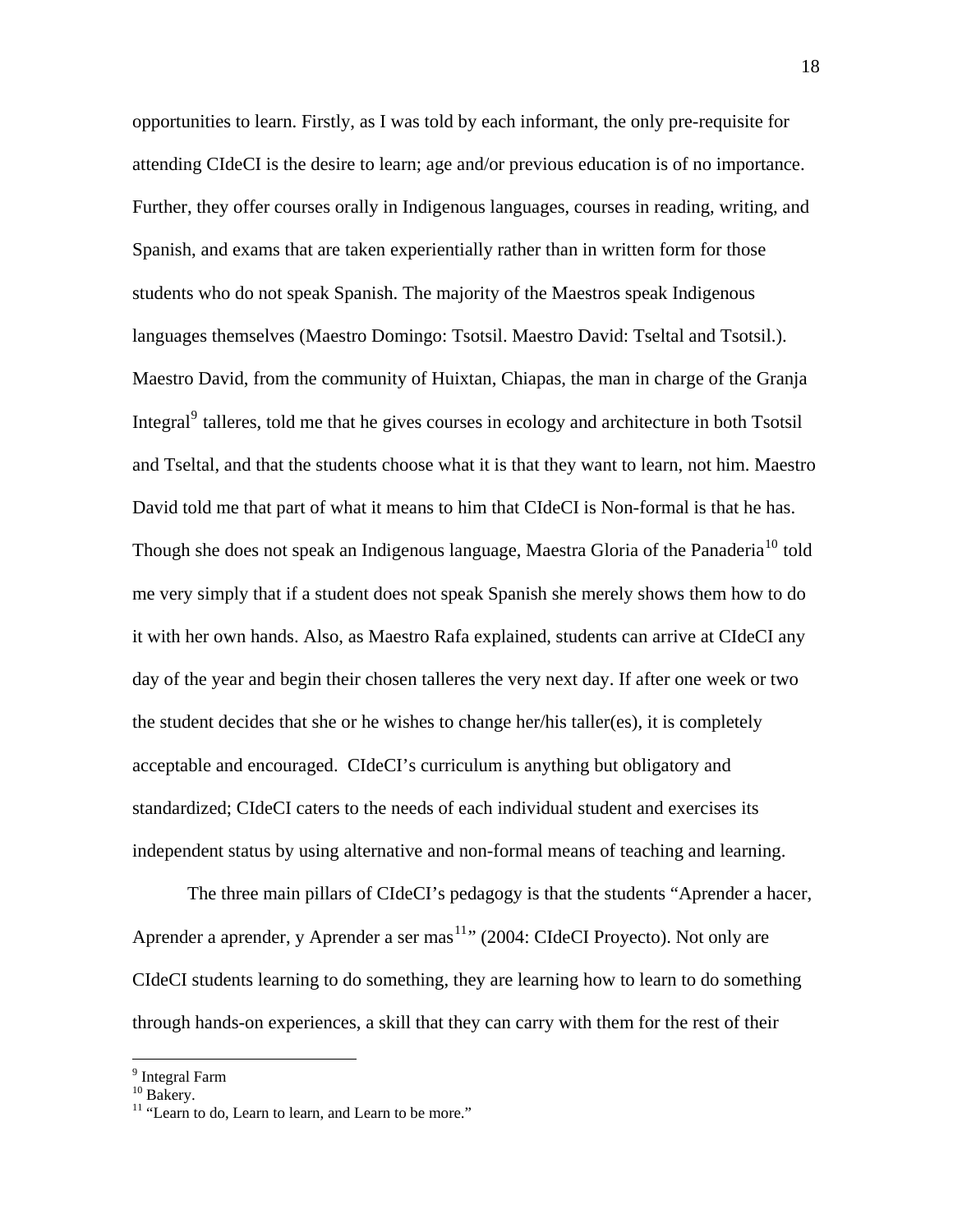opportunities to learn. Firstly, as I was told by each informant, the only pre-requisite for attending CIdeCI is the desire to learn; age and/or previous education is of no importance. Further, they offer courses orally in Indigenous languages, courses in reading, writing, and Spanish, and exams that are taken experientially rather than in written form for those students who do not speak Spanish. The majority of the Maestros speak Indigenous languages themselves (Maestro Domingo: Tsotsil. Maestro David: Tseltal and Tsotsil.). Maestro David, from the community of Huixtan, Chiapas, the man in charge of the Granja Integral[9] talleres, told me that he gives courses in ecology and architecture in both Tsotsil and Tseltal, and that the students choose what it is that they want to learn, not him. Maestro David told me that part of what it means to him that CIdeCI is Non-formal is that he has. Though she does not speak an Indigenous language, Maestra Gloria of the Panaderia[10] told me very simply that if a student does not speak Spanish she merely shows them how to do it with her own hands. Also, as Maestro Rafa explained, students can arrive at CIdeCI any day of the year and begin their chosen talleres the very next day. If after one week or two the student decides that she or he wishes to change her/his taller(es), it is completely acceptable and encouraged. CIdeCI's curriculum is anything but obligatory and standardized; CIdeCI caters to the needs of each individual student and exercises its independent status by using alternative and non-formal means of teaching and learning.

The three main pillars of CIdeCI's pedagogy is that the students "Aprender a hacer, Aprender a aprender, y Aprender a ser mas[11]" (2004: CIdeCI Proyecto). Not only are CIdeCI students learning to do something, they are learning how to learn to do something through hands-on experiences, a skill that they can carry with them for the rest of their

---

[9] Integral Farm

[10] Bakery.

[11] "Learn to do, Learn to learn, and Learn to be more."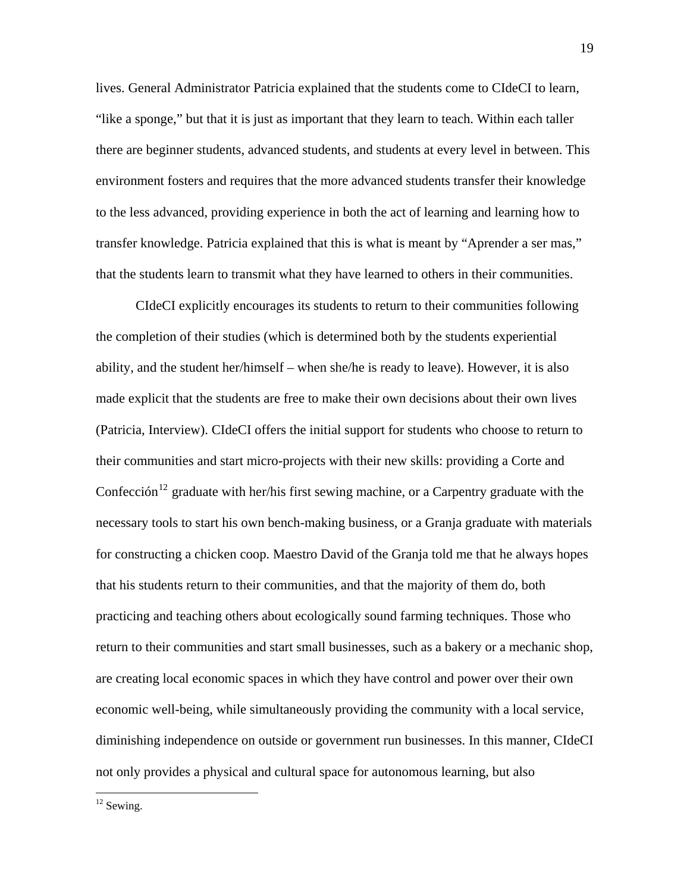lives. General Administrator Patricia explained that the students come to CIdeCI to learn, "like a sponge," but that it is just as important that they learn to teach. Within each taller there are beginner students, advanced students, and students at every level in between. This environment fosters and requires that the more advanced students transfer their knowledge to the less advanced, providing experience in both the act of learning and learning how to transfer knowledge. Patricia explained that this is what is meant by "Aprender a ser mas," that the students learn to transmit what they have learned to others in their communities.

CIdeCI explicitly encourages its students to return to their communities following the completion of their studies (which is determined both by the students experiential ability, and the student her/himself – when she/he is ready to leave). However, it is also made explicit that the students are free to make their own decisions about their own lives (Patricia, Interview). CIdeCI offers the initial support for students who choose to return to their communities and start micro-projects with their new skills: providing a Corte and Confección[12] graduate with her/his first sewing machine, or a Carpentry graduate with the necessary tools to start his own bench-making business, or a Granja graduate with materials for constructing a chicken coop. Maestro David of the Granja told me that he always hopes that his students return to their communities, and that the majority of them do, both practicing and teaching others about ecologically sound farming techniques. Those who return to their communities and start small businesses, such as a bakery or a mechanic shop, are creating local economic spaces in which they have control and power over their own economic well-being, while simultaneously providing the community with a local service, diminishing independence on outside or government run businesses. In this manner, CIdeCI not only provides a physical and cultural space for autonomous learning, but also

[12] Sewing.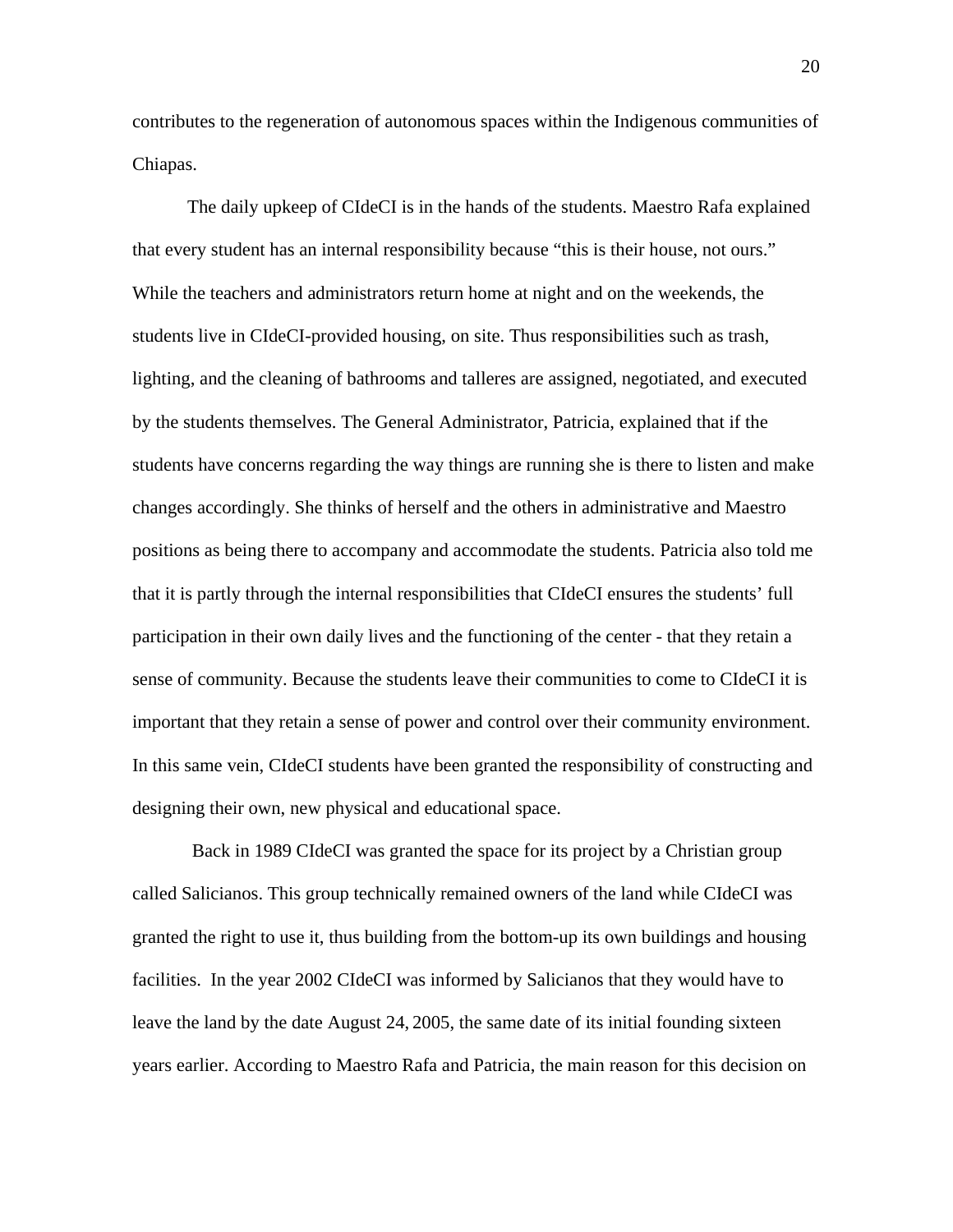contributes to the regeneration of autonomous spaces within the Indigenous communities of Chiapas.

The daily upkeep of CIdeCI is in the hands of the students. Maestro Rafa explained that every student has an internal responsibility because "this is their house, not ours." While the teachers and administrators return home at night and on the weekends, the students live in CIdeCI-provided housing, on site. Thus responsibilities such as trash, lighting, and the cleaning of bathrooms and talleres are assigned, negotiated, and executed by the students themselves. The General Administrator, Patricia, explained that if the students have concerns regarding the way things are running she is there to listen and make changes accordingly. She thinks of herself and the others in administrative and Maestro positions as being there to accompany and accommodate the students. Patricia also told me that it is partly through the internal responsibilities that CIdeCI ensures the students' full participation in their own daily lives and the functioning of the center - that they retain a sense of community. Because the students leave their communities to come to CIdeCI it is important that they retain a sense of power and control over their community environment. In this same vein, CIdeCI students have been granted the responsibility of constructing and designing their own, new physical and educational space.

Back in 1989 CIdeCI was granted the space for its project by a Christian group called Salicianos. This group technically remained owners of the land while CIdeCI was granted the right to use it, thus building from the bottom-up its own buildings and housing facilities. In the year 2002 CIdeCI was informed by Salicianos that they would have to leave the land by the date August 24, 2005, the same date of its initial founding sixteen years earlier. According to Maestro Rafa and Patricia, the main reason for this decision on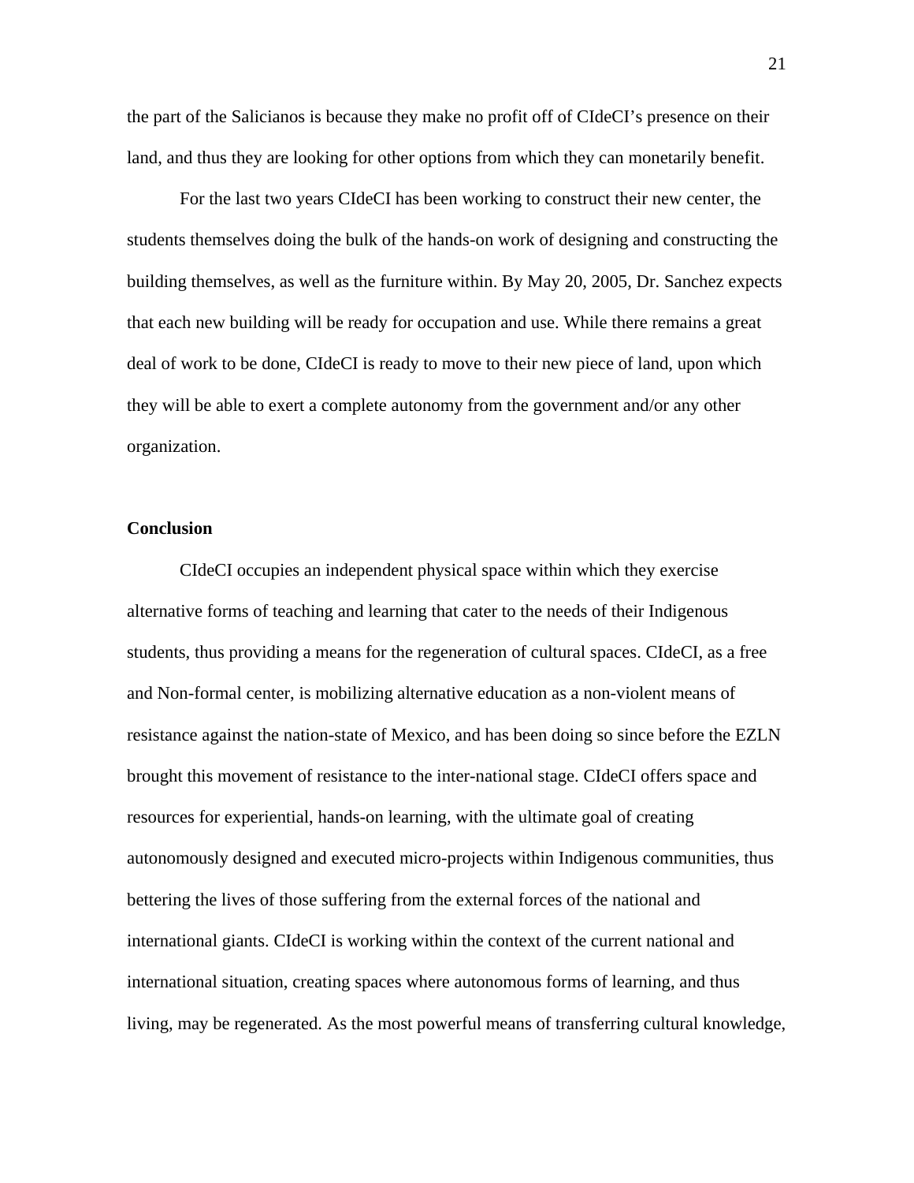the part of the Salicianos is because they make no profit off of CIdeCI's presence on their land, and thus they are looking for other options from which they can monetarily benefit.

For the last two years CIdeCI has been working to construct their new center, the students themselves doing the bulk of the hands-on work of designing and constructing the building themselves, as well as the furniture within. By May 20, 2005, Dr. Sanchez expects that each new building will be ready for occupation and use. While there remains a great deal of work to be done, CIdeCI is ready to move to their new piece of land, upon which they will be able to exert a complete autonomy from the government and/or any other organization.

**Conclusion**

CIdeCI occupies an independent physical space within which they exercise alternative forms of teaching and learning that cater to the needs of their Indigenous students, thus providing a means for the regeneration of cultural spaces. CIdeCI, as a free and Non-formal center, is mobilizing alternative education as a non-violent means of resistance against the nation-state of Mexico, and has been doing so since before the EZLN brought this movement of resistance to the inter-national stage. CIdeCI offers space and resources for experiential, hands-on learning, with the ultimate goal of creating autonomously designed and executed micro-projects within Indigenous communities, thus bettering the lives of those suffering from the external forces of the national and international giants. CIdeCI is working within the context of the current national and international situation, creating spaces where autonomous forms of learning, and thus living, may be regenerated. As the most powerful means of transferring cultural knowledge,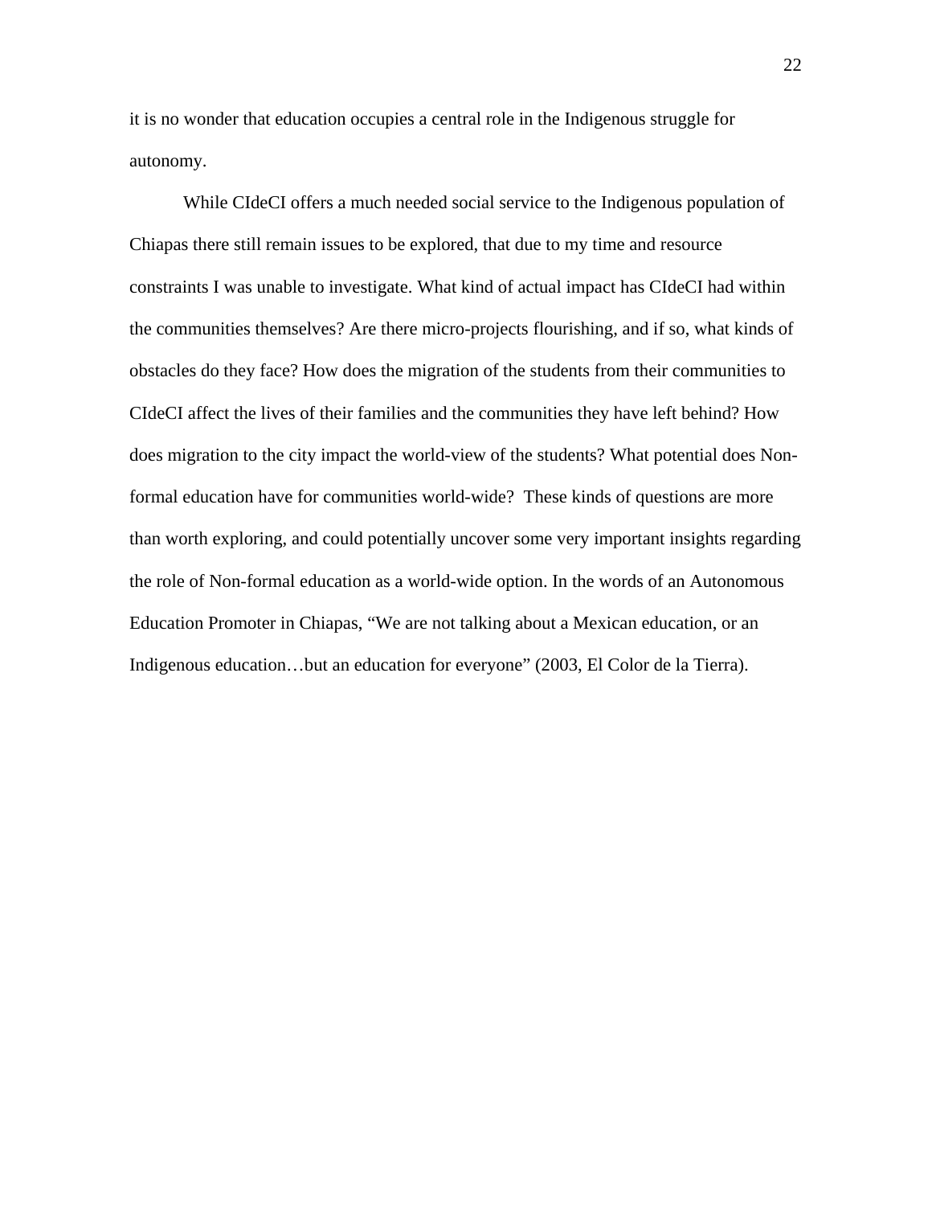it is no wonder that education occupies a central role in the Indigenous struggle for autonomy.

While CIdeCI offers a much needed social service to the Indigenous population of Chiapas there still remain issues to be explored, that due to my time and resource constraints I was unable to investigate. What kind of actual impact has CIdeCI had within the communities themselves? Are there micro-projects flourishing, and if so, what kinds of obstacles do they face? How does the migration of the students from their communities to CIdeCI affect the lives of their families and the communities they have left behind? How does migration to the city impact the world-view of the students? What potential does Non-formal education have for communities world-wide? These kinds of questions are more than worth exploring, and could potentially uncover some very important insights regarding the role of Non-formal education as a world-wide option. In the words of an Autonomous Education Promoter in Chiapas, "We are not talking about a Mexican education, or an Indigenous education…but an education for everyone" (2003, El Color de la Tierra).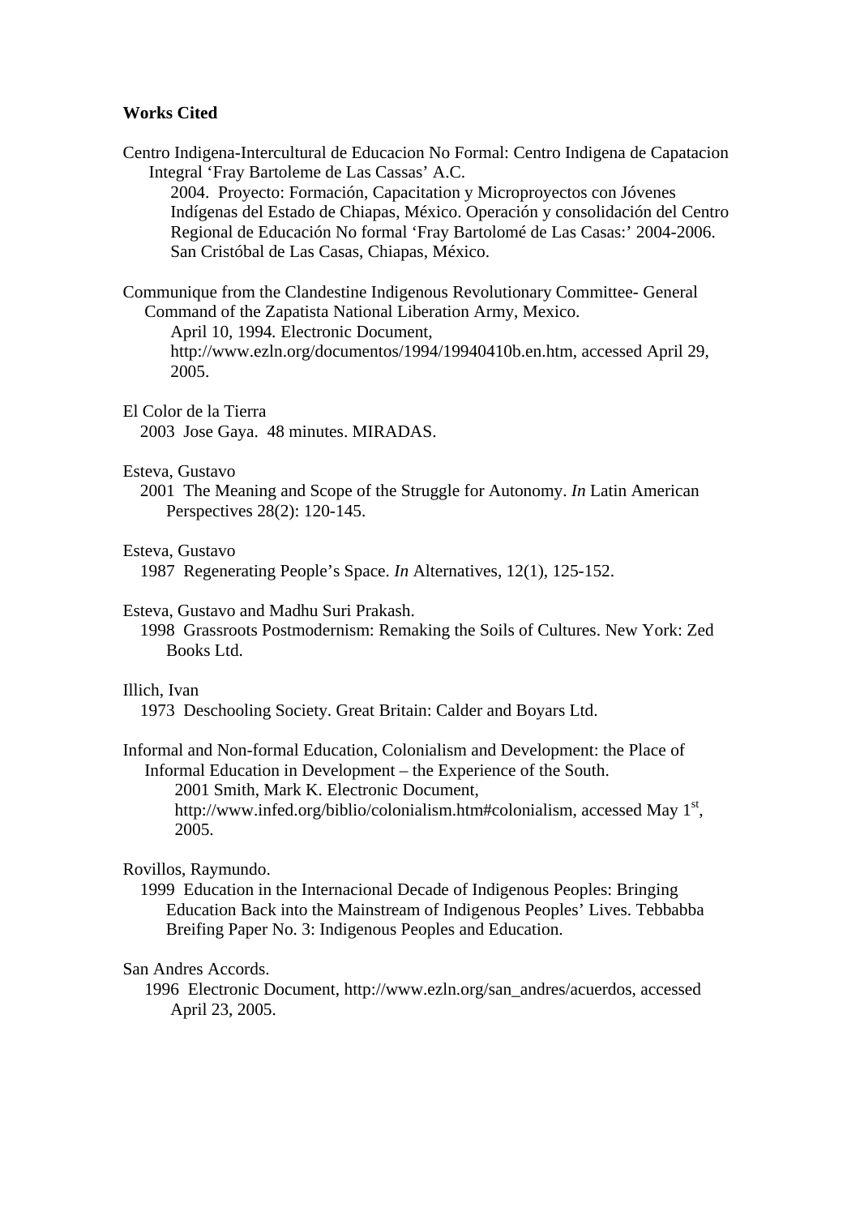**Works Cited**

Centro Indigena-Intercultural de Educacion No Formal: Centro Indigena de Capatacion Integral 'Fray Bartoleme de Las Cassas' A.C.
2004. Proyecto: Formación, Capacitation y Microproyectos con Jóvenes Indígenas del Estado de Chiapas, México. Operación y consolidación del Centro Regional de Educación No formal 'Fray Bartolomé de Las Casas:' 2004-2006. San Cristóbal de Las Casas, Chiapas, México.

Communique from the Clandestine Indigenous Revolutionary Committee- General Command of the Zapatista National Liberation Army, Mexico.
April 10, 1994. Electronic Document, http://www.ezln.org/documentos/1994/19940410b.en.htm, accessed April 29, 2005.

El Color de la Tierra
2003 Jose Gaya. 48 minutes. MIRADAS.

Esteva, Gustavo
2001 The Meaning and Scope of the Struggle for Autonomy. *In* Latin American Perspectives 28(2): 120-145.

Esteva, Gustavo
1987 Regenerating People's Space. *In* Alternatives, 12(1), 125-152.

Esteva, Gustavo and Madhu Suri Prakash.
1998 Grassroots Postmodernism: Remaking the Soils of Cultures. New York: Zed Books Ltd.

Illich, Ivan
1973 Deschooling Society. Great Britain: Calder and Boyars Ltd.

Informal and Non-formal Education, Colonialism and Development: the Place of Informal Education in Development – the Experience of the South.
2001 Smith, Mark K. Electronic Document, http://www.infed.org/biblio/colonialism.htm#colonialism, accessed May 1st, 2005.

Rovillos, Raymundo.
1999 Education in the Internacional Decade of Indigenous Peoples: Bringing Education Back into the Mainstream of Indigenous Peoples' Lives. Tebbabba Breifing Paper No. 3: Indigenous Peoples and Education.

San Andres Accords.
1996 Electronic Document, http://www.ezln.org/san_andres/acuerdos, accessed April 23, 2005.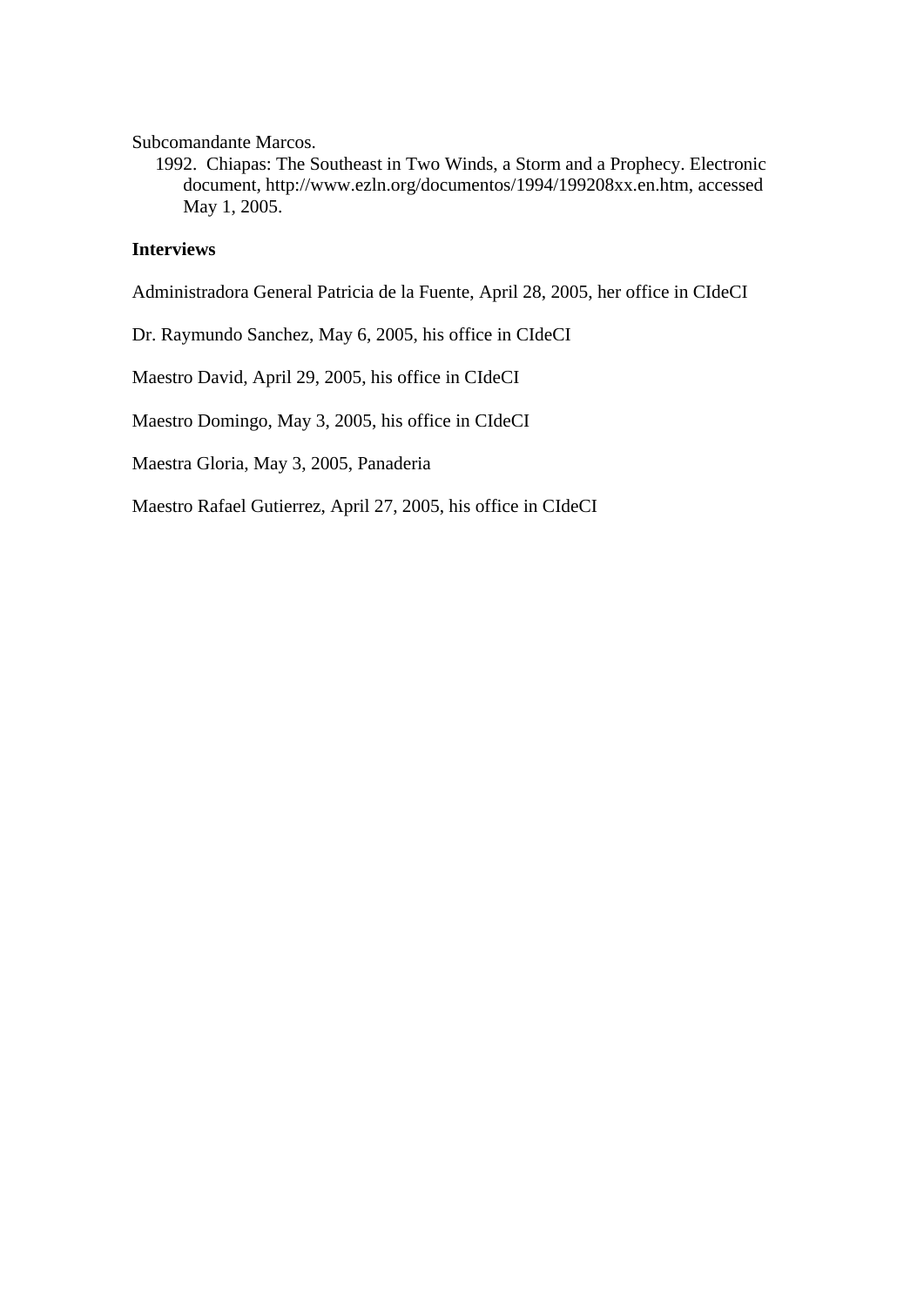Subcomandante Marcos.

1992. Chiapas: The Southeast in Two Winds, a Storm and a Prophecy. Electronic document, http://www.ezln.org/documentos/1994/199208xx.en.htm, accessed May 1, 2005.

**Interviews**

Administradora General Patricia de la Fuente, April 28, 2005, her office in CIdeCI

Dr. Raymundo Sanchez, May 6, 2005, his office in CIdeCI

Maestro David, April 29, 2005, his office in CIdeCI

Maestro Domingo, May 3, 2005, his office in CIdeCI

Maestra Gloria, May 3, 2005, Panaderia

Maestro Rafael Gutierrez, April 27, 2005, his office in CIdeCI